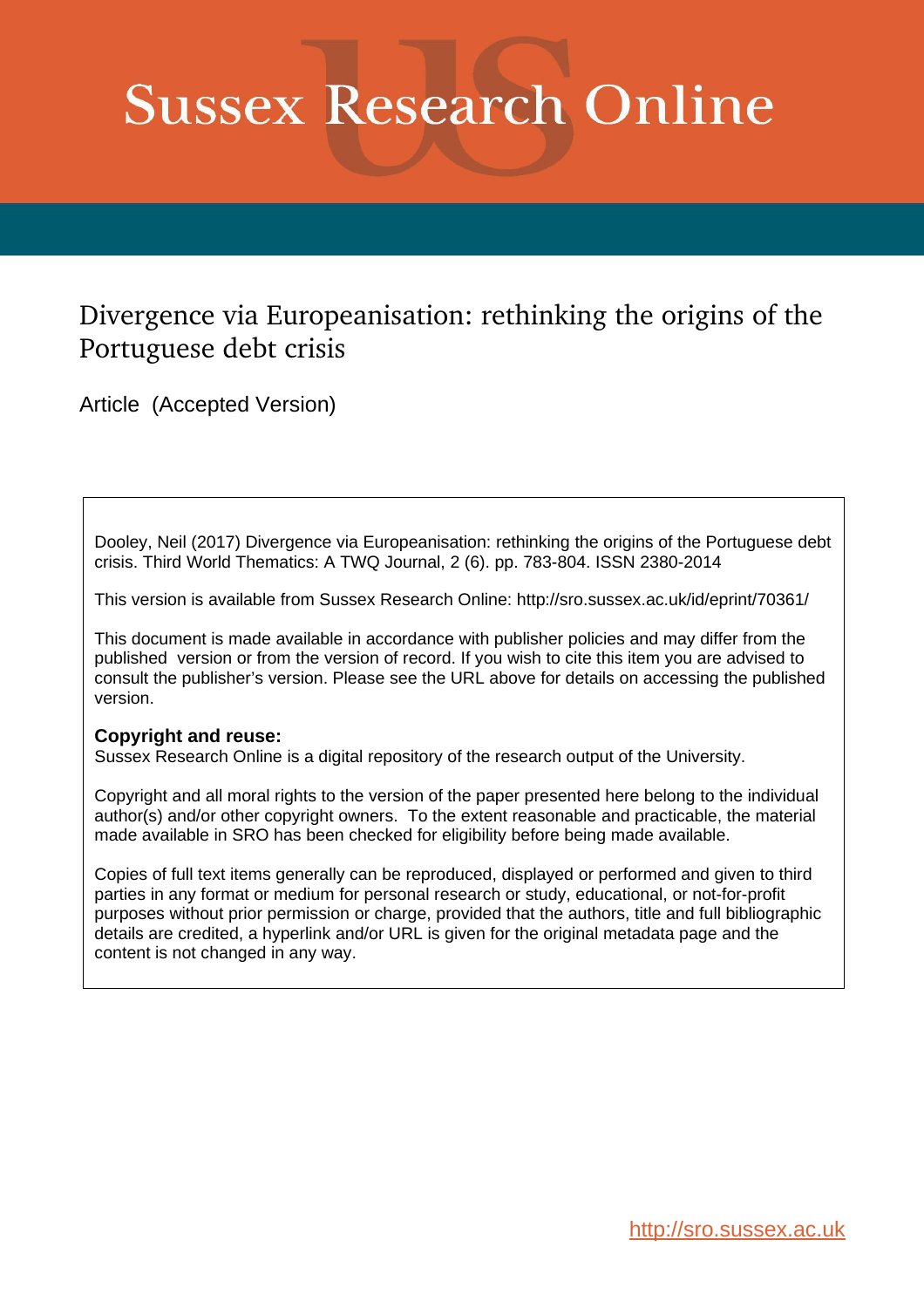# Sussex Research Online

## Divergence via Europeanisation: rethinking the origins of the Portuguese debt crisis

Article (Accepted Version)

Dooley, Neil (2017) Divergence via Europeanisation: rethinking the origins of the Portuguese debt crisis. Third World Thematics: A TWQ Journal, 2 (6). pp. 783-804. ISSN 2380-2014

This version is available from Sussex Research Online: http://sro.sussex.ac.uk/id/eprint/70361/

This document is made available in accordance with publisher policies and may differ from the published version or from the version of record. If you wish to cite this item you are advised to consult the publisher's version. Please see the URL above for details on accessing the published version.

**Copyright and reuse:**
Sussex Research Online is a digital repository of the research output of the University.

Copyright and all moral rights to the version of the paper presented here belong to the individual author(s) and/or other copyright owners. To the extent reasonable and practicable, the material made available in SRO has been checked for eligibility before being made available.

Copies of full text items generally can be reproduced, displayed or performed and given to third parties in any format or medium for personal research or study, educational, or not-for-profit purposes without prior permission or charge, provided that the authors, title and full bibliographic details are credited, a hyperlink and/or URL is given for the original metadata page and the content is not changed in any way.

http://sro.sussex.ac.uk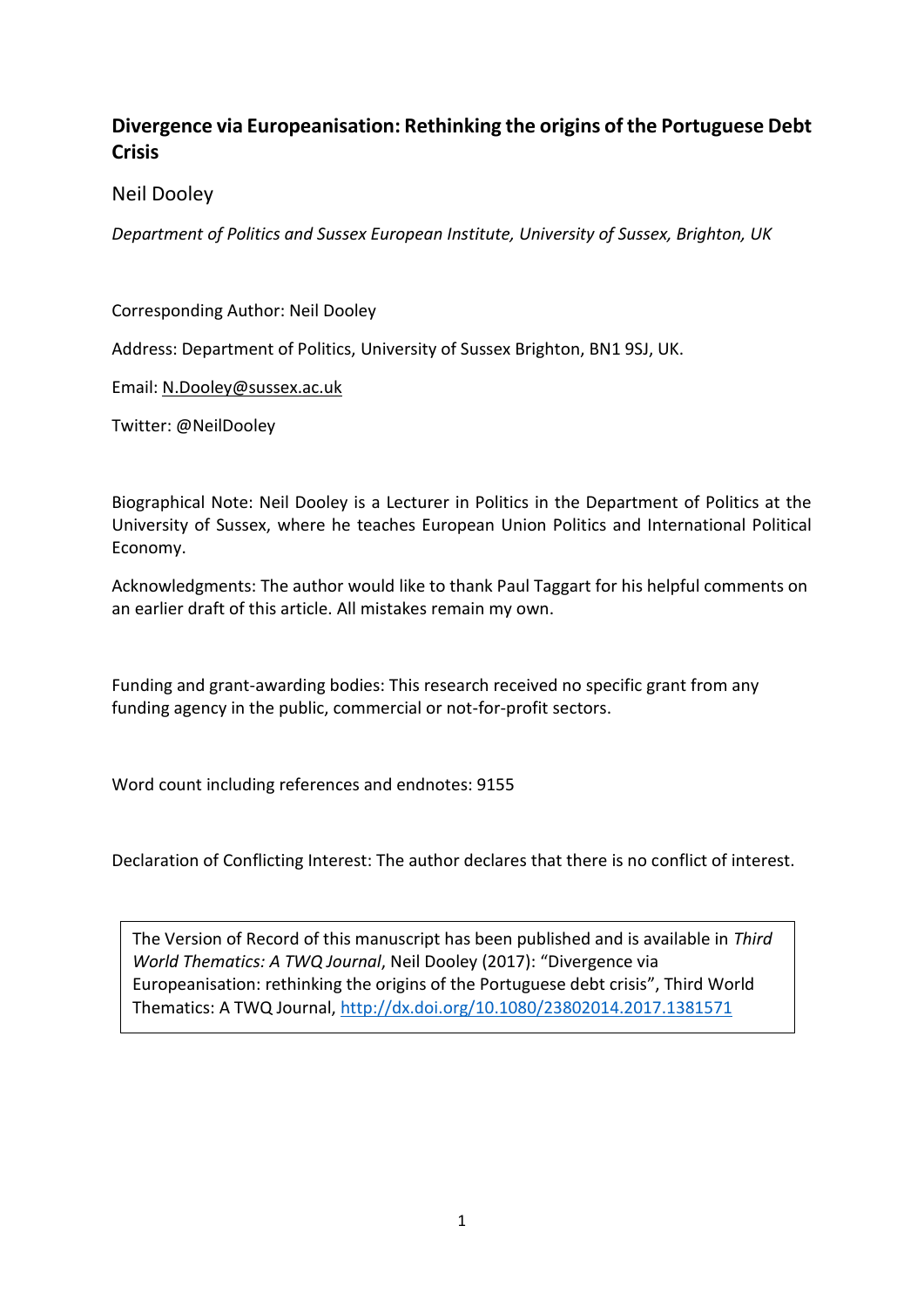## Divergence via Europeanisation: Rethinking the origins of the Portuguese Debt Crisis

Neil Dooley

*Department of Politics and Sussex European Institute, University of Sussex, Brighton, UK*

Corresponding Author: Neil Dooley

Address: Department of Politics, University of Sussex Brighton, BN1 9SJ, UK.

Email: N.Dooley@sussex.ac.uk

Twitter: @NeilDooley

Biographical Note: Neil Dooley is a Lecturer in Politics in the Department of Politics at the University of Sussex, where he teaches European Union Politics and International Political Economy.

Acknowledgments: The author would like to thank Paul Taggart for his helpful comments on an earlier draft of this article. All mistakes remain my own.

Funding and grant-awarding bodies: This research received no specific grant from any funding agency in the public, commercial or not-for-profit sectors.

Word count including references and endnotes: 9155

Declaration of Conflicting Interest: The author declares that there is no conflict of interest.

> The Version of Record of this manuscript has been published and is available in *Third World Thematics: A TWQ Journal*, Neil Dooley (2017): "Divergence via Europeanisation: rethinking the origins of the Portuguese debt crisis", Third World Thematics: A TWQ Journal, http://dx.doi.org/10.1080/23802014.2017.1381571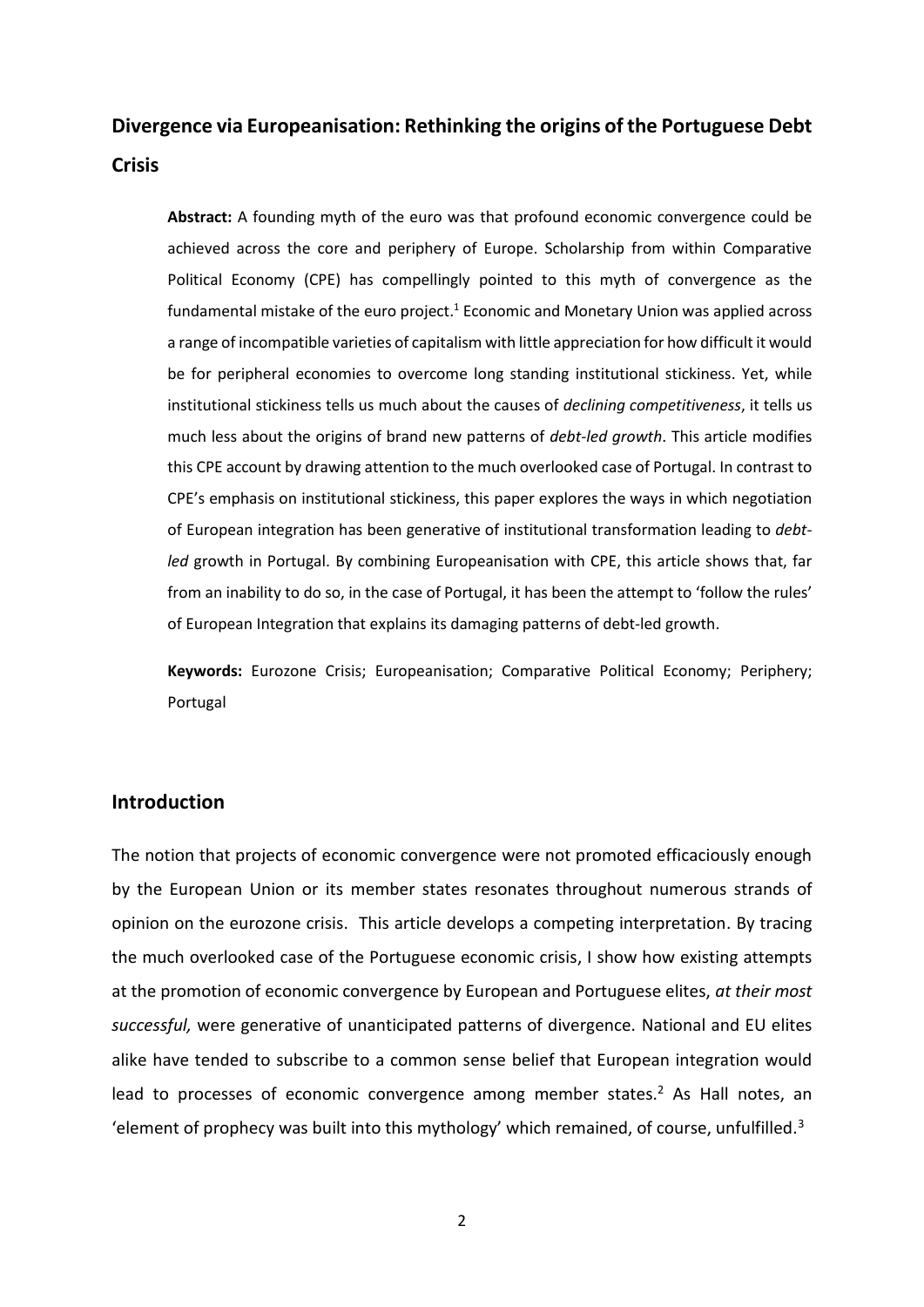# Divergence via Europeanisation: Rethinking the origins of the Portuguese Debt Crisis

**Abstract:** A founding myth of the euro was that profound economic convergence could be achieved across the core and periphery of Europe. Scholarship from within Comparative Political Economy (CPE) has compellingly pointed to this myth of convergence as the fundamental mistake of the euro project.[1] Economic and Monetary Union was applied across a range of incompatible varieties of capitalism with little appreciation for how difficult it would be for peripheral economies to overcome long standing institutional stickiness. Yet, while institutional stickiness tells us much about the causes of *declining competitiveness*, it tells us much less about the origins of brand new patterns of *debt-led growth*. This article modifies this CPE account by drawing attention to the much overlooked case of Portugal. In contrast to CPE's emphasis on institutional stickiness, this paper explores the ways in which negotiation of European integration has been generative of institutional transformation leading to *debt-led* growth in Portugal. By combining Europeanisation with CPE, this article shows that, far from an inability to do so, in the case of Portugal, it has been the attempt to 'follow the rules' of European Integration that explains its damaging patterns of debt-led growth.

**Keywords:** Eurozone Crisis; Europeanisation; Comparative Political Economy; Periphery; Portugal

## Introduction

The notion that projects of economic convergence were not promoted efficaciously enough by the European Union or its member states resonates throughout numerous strands of opinion on the eurozone crisis. This article develops a competing interpretation. By tracing the much overlooked case of the Portuguese economic crisis, I show how existing attempts at the promotion of economic convergence by European and Portuguese elites, *at their most successful,* were generative of unanticipated patterns of divergence. National and EU elites alike have tended to subscribe to a common sense belief that European integration would lead to processes of economic convergence among member states.[2] As Hall notes, an 'element of prophecy was built into this mythology' which remained, of course, unfulfilled.[3]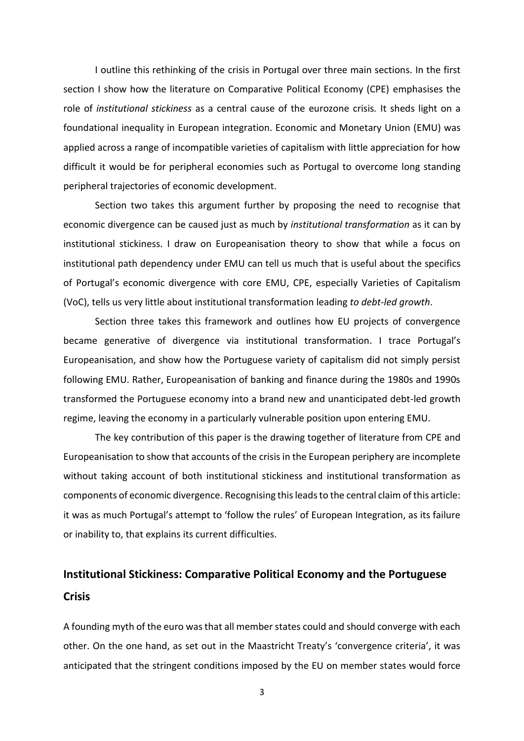I outline this rethinking of the crisis in Portugal over three main sections. In the first section I show how the literature on Comparative Political Economy (CPE) emphasises the role of *institutional stickiness* as a central cause of the eurozone crisis*.* It sheds light on a foundational inequality in European integration. Economic and Monetary Union (EMU) was applied across a range of incompatible varieties of capitalism with little appreciation for how difficult it would be for peripheral economies such as Portugal to overcome long standing peripheral trajectories of economic development.

Section two takes this argument further by proposing the need to recognise that economic divergence can be caused just as much by *institutional transformation* as it can by institutional stickiness. I draw on Europeanisation theory to show that while a focus on institutional path dependency under EMU can tell us much that is useful about the specifics of Portugal's economic divergence with core EMU, CPE, especially Varieties of Capitalism (VoC), tells us very little about institutional transformation leading *to debt-led growth*.

Section three takes this framework and outlines how EU projects of convergence became generative of divergence via institutional transformation. I trace Portugal's Europeanisation, and show how the Portuguese variety of capitalism did not simply persist following EMU. Rather, Europeanisation of banking and finance during the 1980s and 1990s transformed the Portuguese economy into a brand new and unanticipated debt-led growth regime, leaving the economy in a particularly vulnerable position upon entering EMU.

The key contribution of this paper is the drawing together of literature from CPE and Europeanisation to show that accounts of the crisis in the European periphery are incomplete without taking account of both institutional stickiness and institutional transformation as components of economic divergence. Recognising this leads to the central claim of this article: it was as much Portugal's attempt to 'follow the rules' of European Integration, as its failure or inability to, that explains its current difficulties.

## Institutional Stickiness: Comparative Political Economy and the Portuguese Crisis

A founding myth of the euro was that all member states could and should converge with each other. On the one hand, as set out in the Maastricht Treaty's 'convergence criteria', it was anticipated that the stringent conditions imposed by the EU on member states would force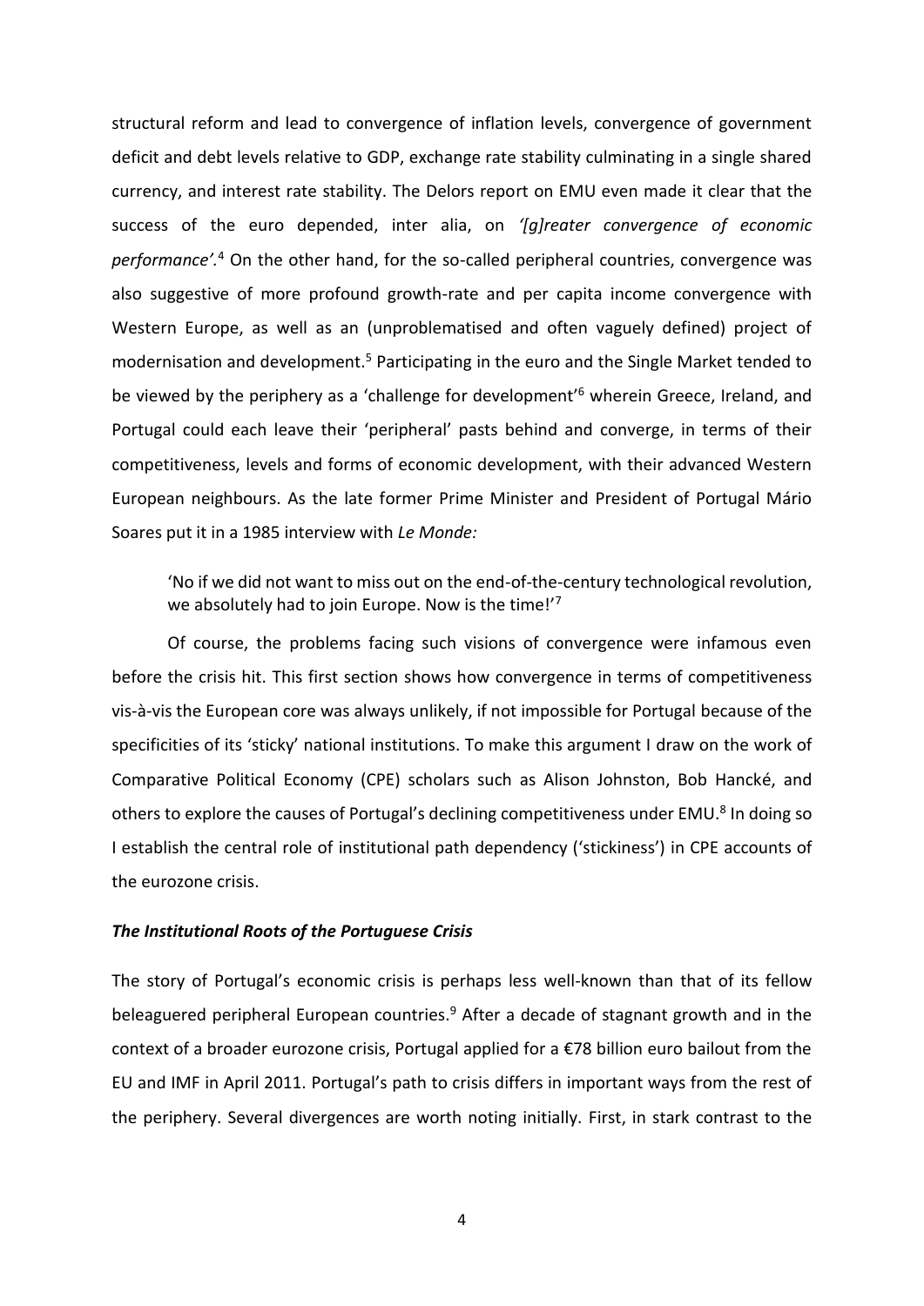structural reform and lead to convergence of inflation levels, convergence of government deficit and debt levels relative to GDP, exchange rate stability culminating in a single shared currency, and interest rate stability. The Delors report on EMU even made it clear that the success of the euro depended, inter alia, on *'[g]reater convergence of economic performance'*.[4] On the other hand, for the so-called peripheral countries, convergence was also suggestive of more profound growth-rate and per capita income convergence with Western Europe, as well as an (unproblematised and often vaguely defined) project of modernisation and development.[5] Participating in the euro and the Single Market tended to be viewed by the periphery as a 'challenge for development'[6] wherein Greece, Ireland, and Portugal could each leave their 'peripheral' pasts behind and converge, in terms of their competitiveness, levels and forms of economic development, with their advanced Western European neighbours. As the late former Prime Minister and President of Portugal Mário Soares put it in a 1985 interview with *Le Monde:*

> 'No if we did not want to miss out on the end-of-the-century technological revolution, we absolutely had to join Europe. Now is the time!'[7]

Of course, the problems facing such visions of convergence were infamous even before the crisis hit. This first section shows how convergence in terms of competitiveness vis-à-vis the European core was always unlikely, if not impossible for Portugal because of the specificities of its 'sticky' national institutions. To make this argument I draw on the work of Comparative Political Economy (CPE) scholars such as Alison Johnston, Bob Hancké, and others to explore the causes of Portugal's declining competitiveness under EMU.[8] In doing so I establish the central role of institutional path dependency ('stickiness') in CPE accounts of the eurozone crisis.

### *The Institutional Roots of the Portuguese Crisis*

The story of Portugal's economic crisis is perhaps less well-known than that of its fellow beleaguered peripheral European countries.[9] After a decade of stagnant growth and in the context of a broader eurozone crisis, Portugal applied for a €78 billion euro bailout from the EU and IMF in April 2011. Portugal's path to crisis differs in important ways from the rest of the periphery. Several divergences are worth noting initially. First, in stark contrast to the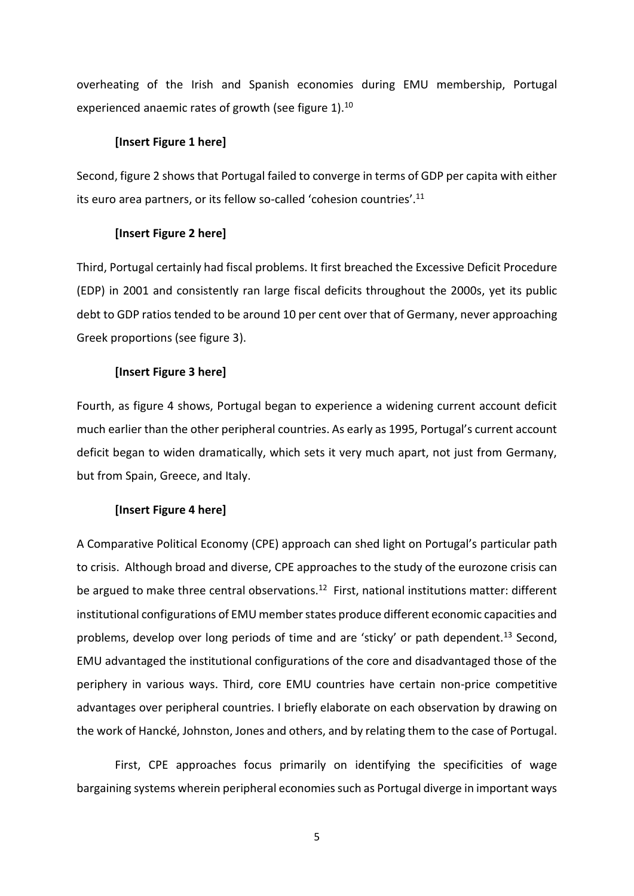overheating of the Irish and Spanish economies during EMU membership, Portugal experienced anaemic rates of growth (see figure 1).[10]

**[Insert Figure 1 here]**

Second, figure 2 shows that Portugal failed to converge in terms of GDP per capita with either its euro area partners, or its fellow so-called 'cohesion countries'.[11]

**[Insert Figure 2 here]**

Third, Portugal certainly had fiscal problems. It first breached the Excessive Deficit Procedure (EDP) in 2001 and consistently ran large fiscal deficits throughout the 2000s, yet its public debt to GDP ratios tended to be around 10 per cent over that of Germany, never approaching Greek proportions (see figure 3).

**[Insert Figure 3 here]**

Fourth, as figure 4 shows, Portugal began to experience a widening current account deficit much earlier than the other peripheral countries. As early as 1995, Portugal's current account deficit began to widen dramatically, which sets it very much apart, not just from Germany, but from Spain, Greece, and Italy.

**[Insert Figure 4 here]**

A Comparative Political Economy (CPE) approach can shed light on Portugal's particular path to crisis. Although broad and diverse, CPE approaches to the study of the eurozone crisis can be argued to make three central observations.[12] First, national institutions matter: different institutional configurations of EMU member states produce different economic capacities and problems, develop over long periods of time and are 'sticky' or path dependent.[13] Second, EMU advantaged the institutional configurations of the core and disadvantaged those of the periphery in various ways. Third, core EMU countries have certain non-price competitive advantages over peripheral countries. I briefly elaborate on each observation by drawing on the work of Hancké, Johnston, Jones and others, and by relating them to the case of Portugal.

First, CPE approaches focus primarily on identifying the specificities of wage bargaining systems wherein peripheral economies such as Portugal diverge in important ways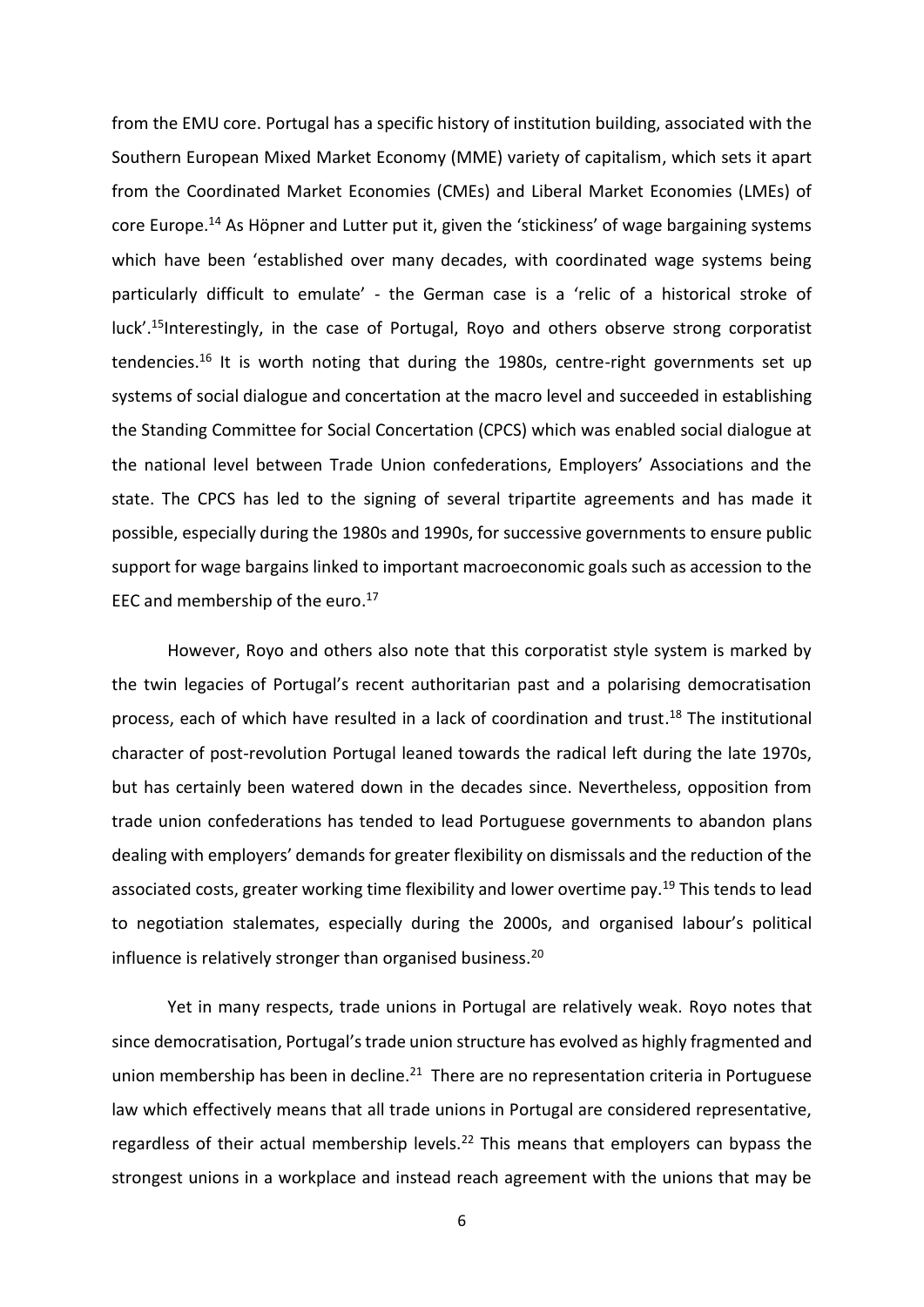from the EMU core. Portugal has a specific history of institution building, associated with the Southern European Mixed Market Economy (MME) variety of capitalism, which sets it apart from the Coordinated Market Economies (CMEs) and Liberal Market Economies (LMEs) of core Europe.[14] As Höpner and Lutter put it, given the 'stickiness' of wage bargaining systems which have been 'established over many decades, with coordinated wage systems being particularly difficult to emulate' - the German case is a 'relic of a historical stroke of luck'.[15]Interestingly, in the case of Portugal, Royo and others observe strong corporatist tendencies.[16] It is worth noting that during the 1980s, centre-right governments set up systems of social dialogue and concertation at the macro level and succeeded in establishing the Standing Committee for Social Concertation (CPCS) which was enabled social dialogue at the national level between Trade Union confederations, Employers' Associations and the state. The CPCS has led to the signing of several tripartite agreements and has made it possible, especially during the 1980s and 1990s, for successive governments to ensure public support for wage bargains linked to important macroeconomic goals such as accession to the EEC and membership of the euro.[17]

However, Royo and others also note that this corporatist style system is marked by the twin legacies of Portugal's recent authoritarian past and a polarising democratisation process, each of which have resulted in a lack of coordination and trust.[18] The institutional character of post-revolution Portugal leaned towards the radical left during the late 1970s, but has certainly been watered down in the decades since. Nevertheless, opposition from trade union confederations has tended to lead Portuguese governments to abandon plans dealing with employers' demands for greater flexibility on dismissals and the reduction of the associated costs, greater working time flexibility and lower overtime pay.[19] This tends to lead to negotiation stalemates, especially during the 2000s, and organised labour's political influence is relatively stronger than organised business.[20]

Yet in many respects, trade unions in Portugal are relatively weak. Royo notes that since democratisation, Portugal's trade union structure has evolved as highly fragmented and union membership has been in decline.[21] There are no representation criteria in Portuguese law which effectively means that all trade unions in Portugal are considered representative, regardless of their actual membership levels.[22] This means that employers can bypass the strongest unions in a workplace and instead reach agreement with the unions that may be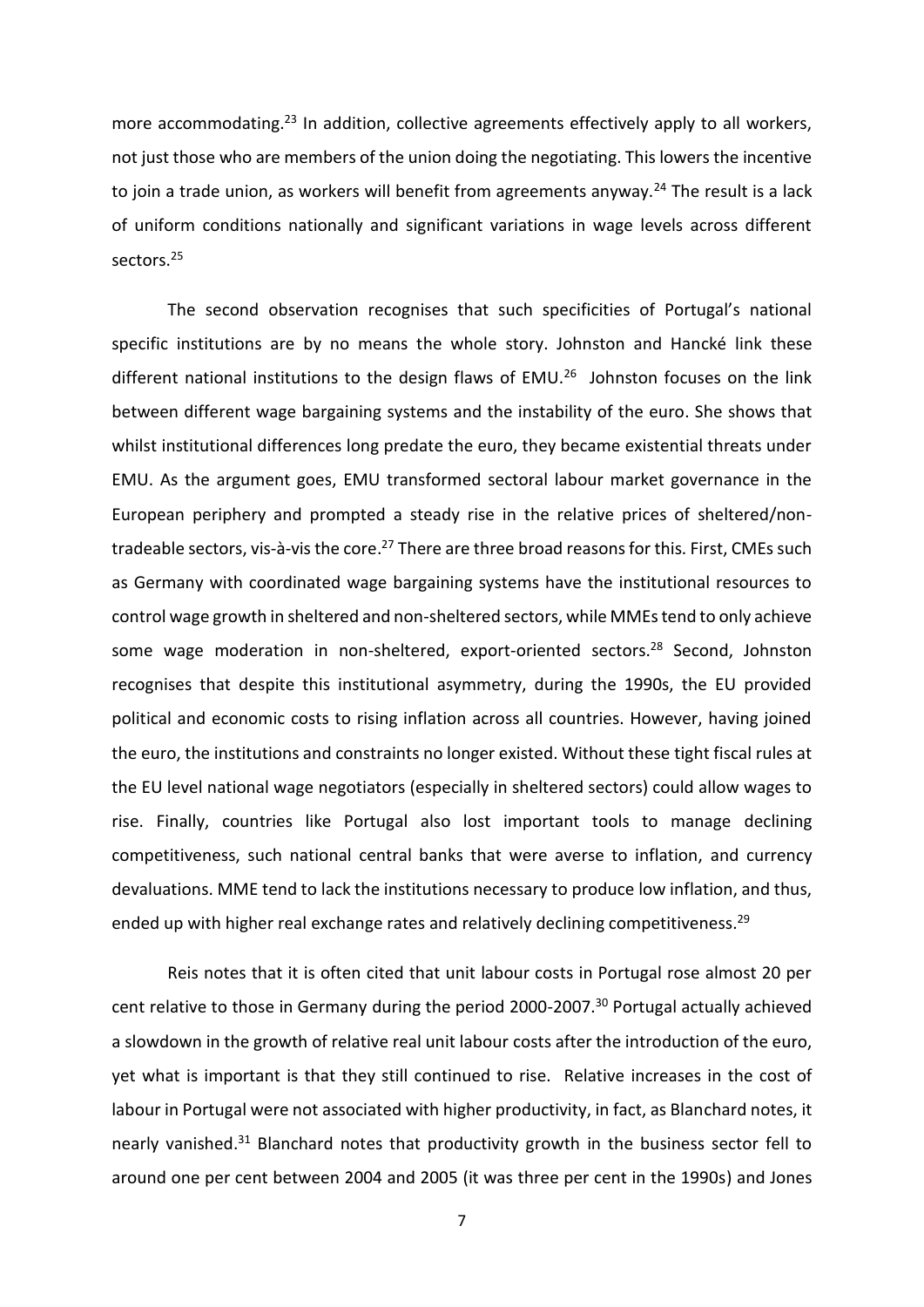more accommodating.[23] In addition, collective agreements effectively apply to all workers, not just those who are members of the union doing the negotiating. This lowers the incentive to join a trade union, as workers will benefit from agreements anyway.[24] The result is a lack of uniform conditions nationally and significant variations in wage levels across different sectors.[25]

The second observation recognises that such specificities of Portugal's national specific institutions are by no means the whole story. Johnston and Hancké link these different national institutions to the design flaws of EMU.[26] Johnston focuses on the link between different wage bargaining systems and the instability of the euro. She shows that whilst institutional differences long predate the euro, they became existential threats under EMU. As the argument goes, EMU transformed sectoral labour market governance in the European periphery and prompted a steady rise in the relative prices of sheltered/non-tradeable sectors, vis-à-vis the core.[27] There are three broad reasons for this. First, CMEs such as Germany with coordinated wage bargaining systems have the institutional resources to control wage growth in sheltered and non-sheltered sectors, while MMEs tend to only achieve some wage moderation in non-sheltered, export-oriented sectors.[28] Second, Johnston recognises that despite this institutional asymmetry, during the 1990s, the EU provided political and economic costs to rising inflation across all countries. However, having joined the euro, the institutions and constraints no longer existed. Without these tight fiscal rules at the EU level national wage negotiators (especially in sheltered sectors) could allow wages to rise. Finally, countries like Portugal also lost important tools to manage declining competitiveness, such national central banks that were averse to inflation, and currency devaluations. MME tend to lack the institutions necessary to produce low inflation, and thus, ended up with higher real exchange rates and relatively declining competitiveness.[29]

Reis notes that it is often cited that unit labour costs in Portugal rose almost 20 per cent relative to those in Germany during the period 2000-2007.[30] Portugal actually achieved a slowdown in the growth of relative real unit labour costs after the introduction of the euro, yet what is important is that they still continued to rise. Relative increases in the cost of labour in Portugal were not associated with higher productivity, in fact, as Blanchard notes, it nearly vanished.[31] Blanchard notes that productivity growth in the business sector fell to around one per cent between 2004 and 2005 (it was three per cent in the 1990s) and Jones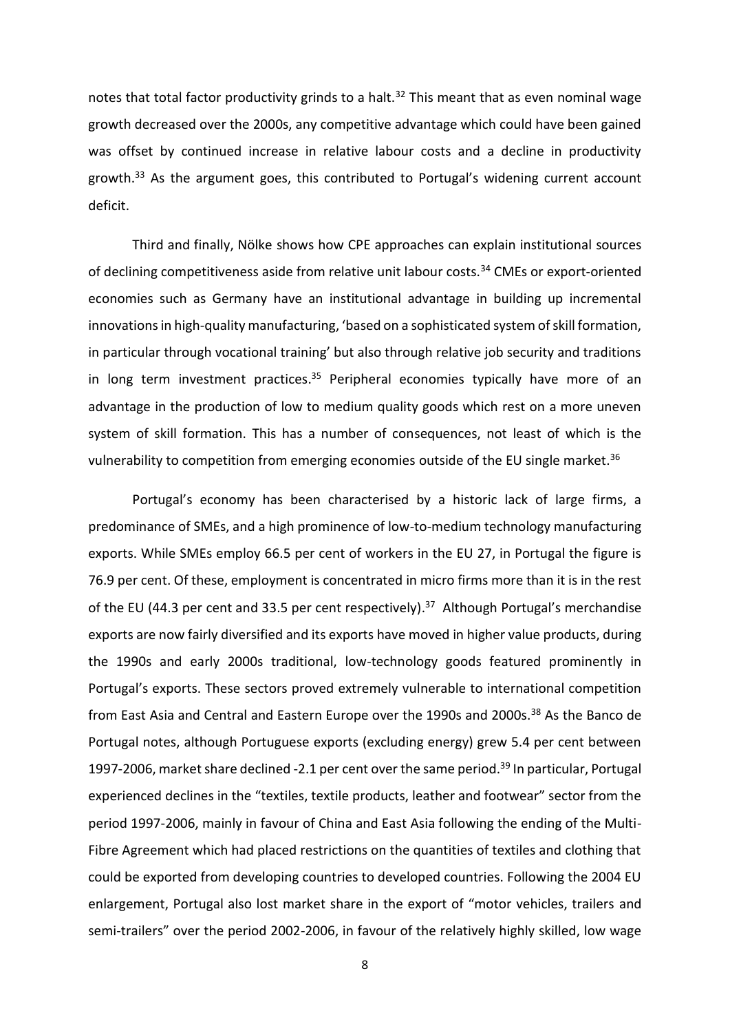notes that total factor productivity grinds to a halt.[32] This meant that as even nominal wage growth decreased over the 2000s, any competitive advantage which could have been gained was offset by continued increase in relative labour costs and a decline in productivity growth.[33] As the argument goes, this contributed to Portugal's widening current account deficit.

Third and finally, Nölke shows how CPE approaches can explain institutional sources of declining competitiveness aside from relative unit labour costs.[34] CMEs or export-oriented economies such as Germany have an institutional advantage in building up incremental innovations in high-quality manufacturing, 'based on a sophisticated system of skill formation, in particular through vocational training' but also through relative job security and traditions in long term investment practices.[35] Peripheral economies typically have more of an advantage in the production of low to medium quality goods which rest on a more uneven system of skill formation. This has a number of consequences, not least of which is the vulnerability to competition from emerging economies outside of the EU single market.[36]

Portugal's economy has been characterised by a historic lack of large firms, a predominance of SMEs, and a high prominence of low-to-medium technology manufacturing exports. While SMEs employ 66.5 per cent of workers in the EU 27, in Portugal the figure is 76.9 per cent. Of these, employment is concentrated in micro firms more than it is in the rest of the EU (44.3 per cent and 33.5 per cent respectively).[37] Although Portugal's merchandise exports are now fairly diversified and its exports have moved in higher value products, during the 1990s and early 2000s traditional, low-technology goods featured prominently in Portugal's exports. These sectors proved extremely vulnerable to international competition from East Asia and Central and Eastern Europe over the 1990s and 2000s.[38] As the Banco de Portugal notes, although Portuguese exports (excluding energy) grew 5.4 per cent between 1997-2006, market share declined -2.1 per cent over the same period.[39] In particular, Portugal experienced declines in the "textiles, textile products, leather and footwear" sector from the period 1997-2006, mainly in favour of China and East Asia following the ending of the Multi-Fibre Agreement which had placed restrictions on the quantities of textiles and clothing that could be exported from developing countries to developed countries. Following the 2004 EU enlargement, Portugal also lost market share in the export of "motor vehicles, trailers and semi-trailers" over the period 2002-2006, in favour of the relatively highly skilled, low wage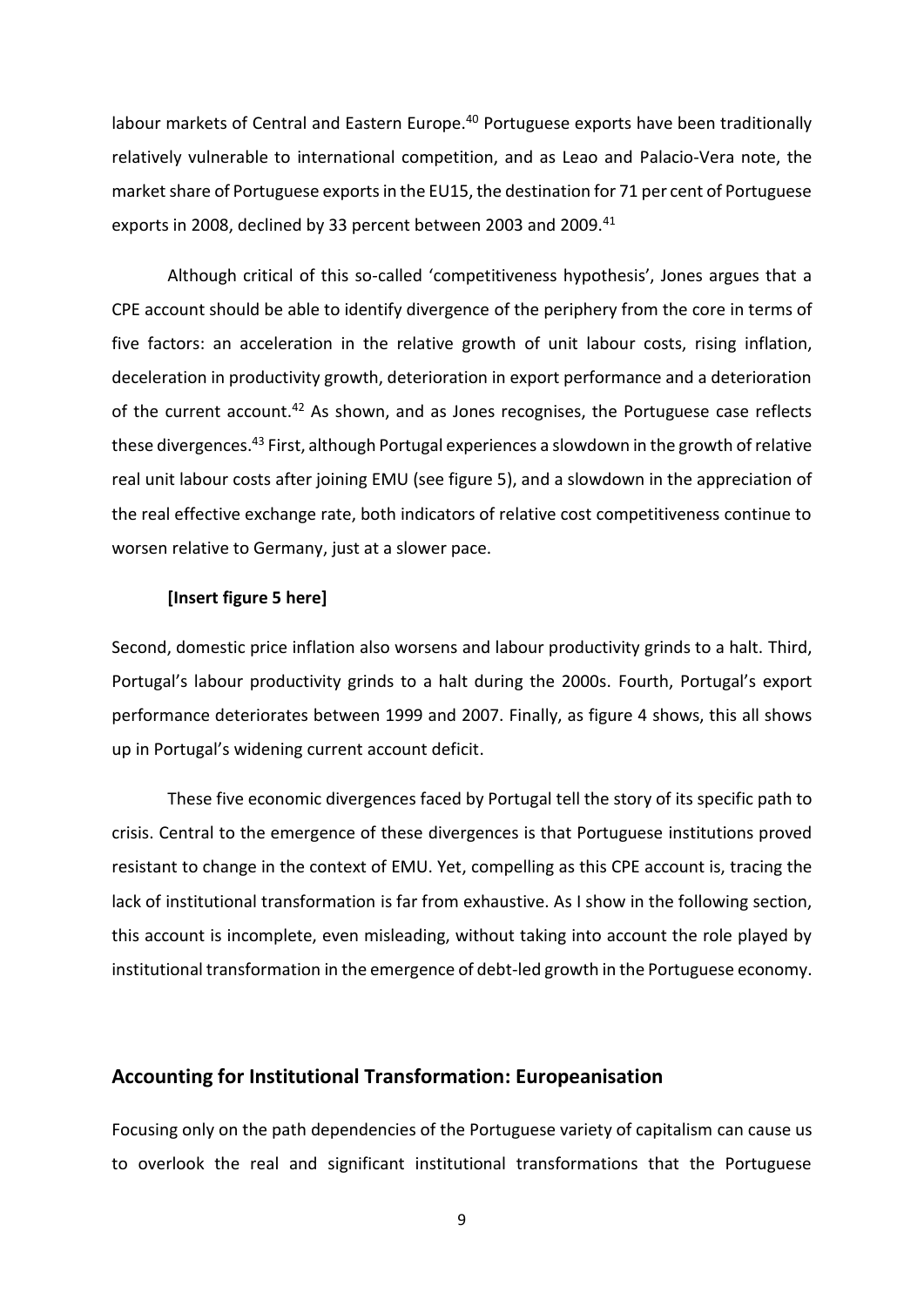labour markets of Central and Eastern Europe.[40] Portuguese exports have been traditionally relatively vulnerable to international competition, and as Leao and Palacio-Vera note, the market share of Portuguese exports in the EU15, the destination for 71 per cent of Portuguese exports in 2008, declined by 33 percent between 2003 and 2009.[41]

Although critical of this so-called 'competitiveness hypothesis', Jones argues that a CPE account should be able to identify divergence of the periphery from the core in terms of five factors: an acceleration in the relative growth of unit labour costs, rising inflation, deceleration in productivity growth, deterioration in export performance and a deterioration of the current account.[42] As shown, and as Jones recognises, the Portuguese case reflects these divergences.[43] First, although Portugal experiences a slowdown in the growth of relative real unit labour costs after joining EMU (see figure 5), and a slowdown in the appreciation of the real effective exchange rate, both indicators of relative cost competitiveness continue to worsen relative to Germany, just at a slower pace.

**[Insert figure 5 here]**

Second, domestic price inflation also worsens and labour productivity grinds to a halt. Third, Portugal's labour productivity grinds to a halt during the 2000s. Fourth, Portugal's export performance deteriorates between 1999 and 2007. Finally, as figure 4 shows, this all shows up in Portugal's widening current account deficit.

These five economic divergences faced by Portugal tell the story of its specific path to crisis. Central to the emergence of these divergences is that Portuguese institutions proved resistant to change in the context of EMU. Yet, compelling as this CPE account is, tracing the lack of institutional transformation is far from exhaustive. As I show in the following section, this account is incomplete, even misleading, without taking into account the role played by institutional transformation in the emergence of debt-led growth in the Portuguese economy.

## Accounting for Institutional Transformation: Europeanisation

Focusing only on the path dependencies of the Portuguese variety of capitalism can cause us to overlook the real and significant institutional transformations that the Portuguese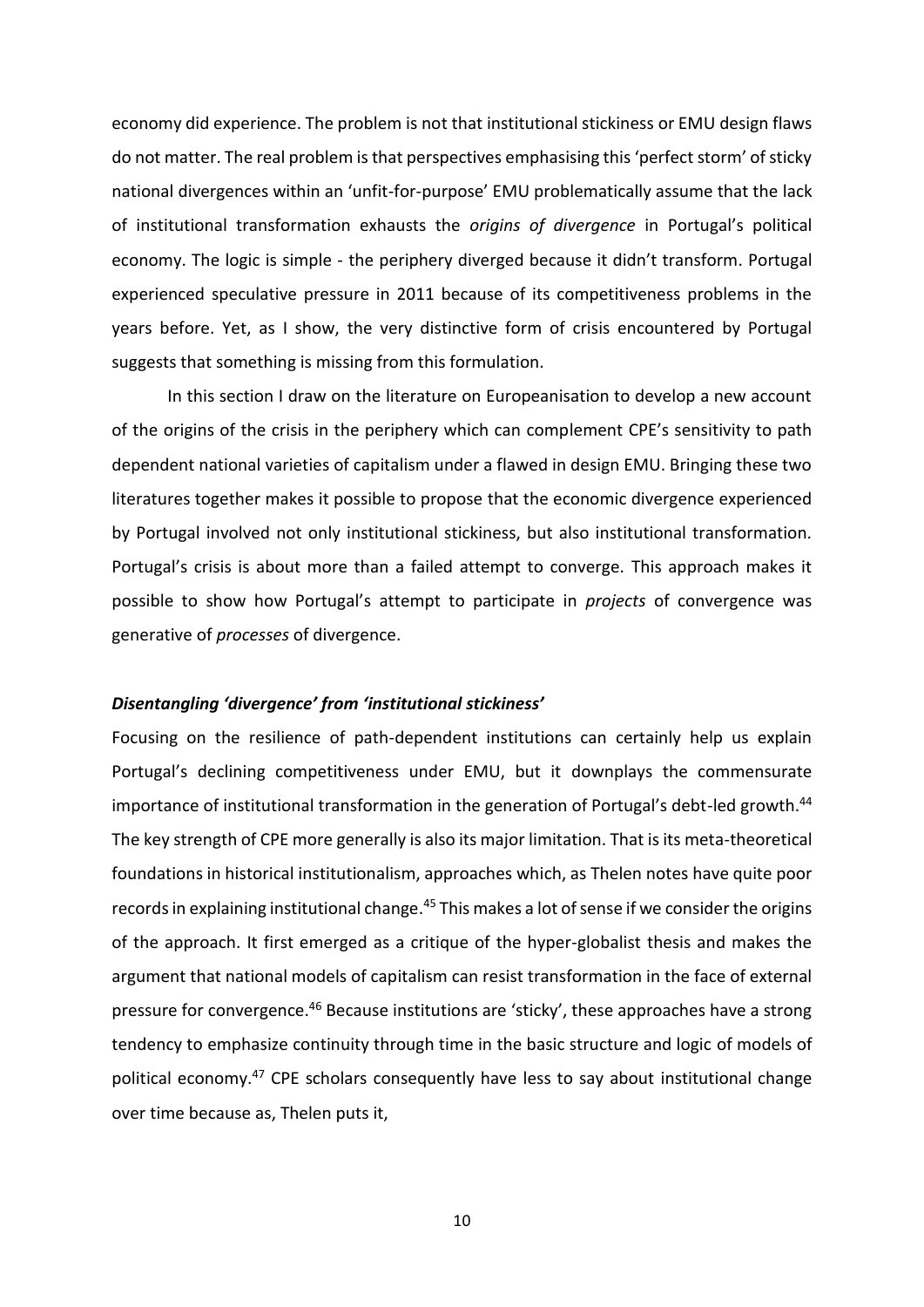economy did experience. The problem is not that institutional stickiness or EMU design flaws do not matter. The real problem is that perspectives emphasising this 'perfect storm' of sticky national divergences within an 'unfit-for-purpose' EMU problematically assume that the lack of institutional transformation exhausts the *origins of divergence* in Portugal's political economy. The logic is simple - the periphery diverged because it didn't transform. Portugal experienced speculative pressure in 2011 because of its competitiveness problems in the years before. Yet, as I show, the very distinctive form of crisis encountered by Portugal suggests that something is missing from this formulation.

In this section I draw on the literature on Europeanisation to develop a new account of the origins of the crisis in the periphery which can complement CPE's sensitivity to path dependent national varieties of capitalism under a flawed in design EMU. Bringing these two literatures together makes it possible to propose that the economic divergence experienced by Portugal involved not only institutional stickiness, but also institutional transformation. Portugal's crisis is about more than a failed attempt to converge. This approach makes it possible to show how Portugal's attempt to participate in *projects* of convergence was generative of *processes* of divergence.

### *Disentangling 'divergence' from 'institutional stickiness'*

Focusing on the resilience of path-dependent institutions can certainly help us explain Portugal's declining competitiveness under EMU, but it downplays the commensurate importance of institutional transformation in the generation of Portugal's debt-led growth.[44] The key strength of CPE more generally is also its major limitation. That is its meta-theoretical foundations in historical institutionalism, approaches which, as Thelen notes have quite poor records in explaining institutional change.[45] This makes a lot of sense if we consider the origins of the approach. It first emerged as a critique of the hyper-globalist thesis and makes the argument that national models of capitalism can resist transformation in the face of external pressure for convergence.[46] Because institutions are 'sticky', these approaches have a strong tendency to emphasize continuity through time in the basic structure and logic of models of political economy.[47] CPE scholars consequently have less to say about institutional change over time because as, Thelen puts it,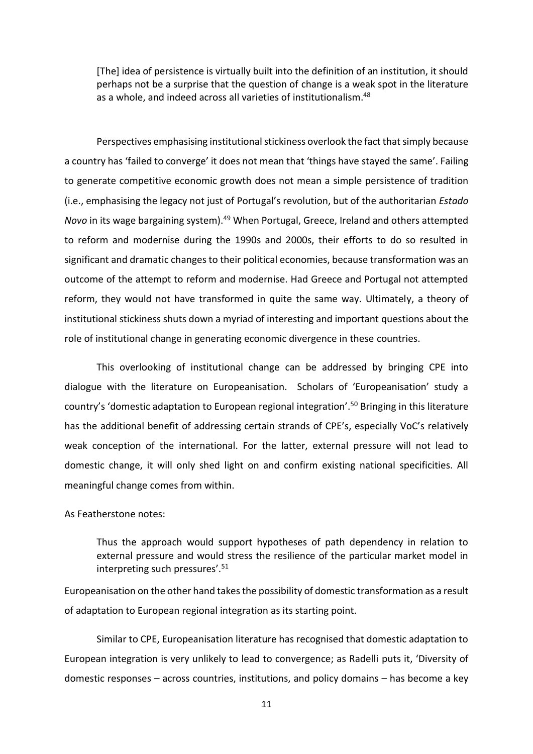> [The] idea of persistence is virtually built into the definition of an institution, it should perhaps not be a surprise that the question of change is a weak spot in the literature as a whole, and indeed across all varieties of institutionalism.[48]

Perspectives emphasising institutional stickiness overlook the fact that simply because a country has 'failed to converge' it does not mean that 'things have stayed the same'. Failing to generate competitive economic growth does not mean a simple persistence of tradition (i.e., emphasising the legacy not just of Portugal's revolution, but of the authoritarian *Estado Novo* in its wage bargaining system).[49] When Portugal, Greece, Ireland and others attempted to reform and modernise during the 1990s and 2000s, their efforts to do so resulted in significant and dramatic changes to their political economies, because transformation was an outcome of the attempt to reform and modernise. Had Greece and Portugal not attempted reform, they would not have transformed in quite the same way. Ultimately, a theory of institutional stickiness shuts down a myriad of interesting and important questions about the role of institutional change in generating economic divergence in these countries.

This overlooking of institutional change can be addressed by bringing CPE into dialogue with the literature on Europeanisation. Scholars of 'Europeanisation' study a country's 'domestic adaptation to European regional integration'.[50] Bringing in this literature has the additional benefit of addressing certain strands of CPE's, especially VoC's relatively weak conception of the international. For the latter, external pressure will not lead to domestic change, it will only shed light on and confirm existing national specificities. All meaningful change comes from within.

As Featherstone notes:

> Thus the approach would support hypotheses of path dependency in relation to external pressure and would stress the resilience of the particular market model in interpreting such pressures'.[51]

Europeanisation on the other hand takes the possibility of domestic transformation as a result of adaptation to European regional integration as its starting point.

Similar to CPE, Europeanisation literature has recognised that domestic adaptation to European integration is very unlikely to lead to convergence; as Radelli puts it, 'Diversity of domestic responses – across countries, institutions, and policy domains – has become a key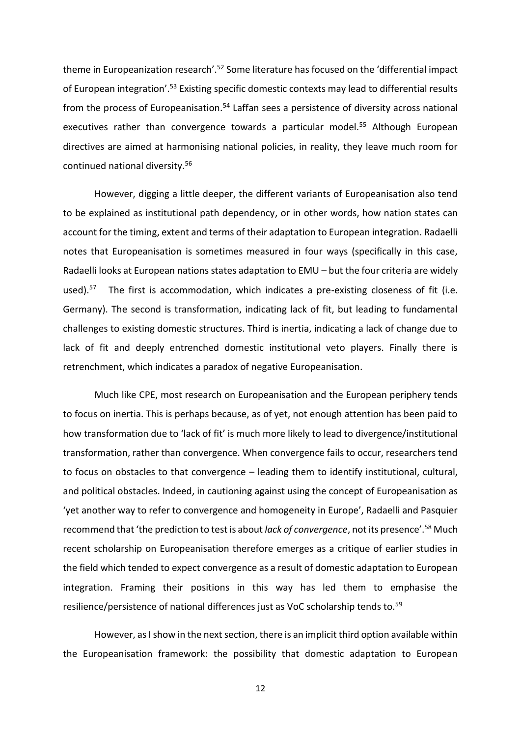theme in Europeanization research'.[52] Some literature has focused on the 'differential impact of European integration'.[53] Existing specific domestic contexts may lead to differential results from the process of Europeanisation.[54] Laffan sees a persistence of diversity across national executives rather than convergence towards a particular model.[55] Although European directives are aimed at harmonising national policies, in reality, they leave much room for continued national diversity.[56]

However, digging a little deeper, the different variants of Europeanisation also tend to be explained as institutional path dependency, or in other words, how nation states can account for the timing, extent and terms of their adaptation to European integration. Radaelli notes that Europeanisation is sometimes measured in four ways (specifically in this case, Radaelli looks at European nations states adaptation to EMU – but the four criteria are widely used).[57] The first is accommodation, which indicates a pre-existing closeness of fit (i.e. Germany). The second is transformation, indicating lack of fit, but leading to fundamental challenges to existing domestic structures. Third is inertia, indicating a lack of change due to lack of fit and deeply entrenched domestic institutional veto players. Finally there is retrenchment, which indicates a paradox of negative Europeanisation.

Much like CPE, most research on Europeanisation and the European periphery tends to focus on inertia. This is perhaps because, as of yet, not enough attention has been paid to how transformation due to 'lack of fit' is much more likely to lead to divergence/institutional transformation, rather than convergence. When convergence fails to occur, researchers tend to focus on obstacles to that convergence – leading them to identify institutional, cultural, and political obstacles. Indeed, in cautioning against using the concept of Europeanisation as 'yet another way to refer to convergence and homogeneity in Europe', Radaelli and Pasquier recommend that 'the prediction to test is about *lack of convergence*, not its presence'.[58] Much recent scholarship on Europeanisation therefore emerges as a critique of earlier studies in the field which tended to expect convergence as a result of domestic adaptation to European integration. Framing their positions in this way has led them to emphasise the resilience/persistence of national differences just as VoC scholarship tends to.[59]

However, as I show in the next section, there is an implicit third option available within the Europeanisation framework: the possibility that domestic adaptation to European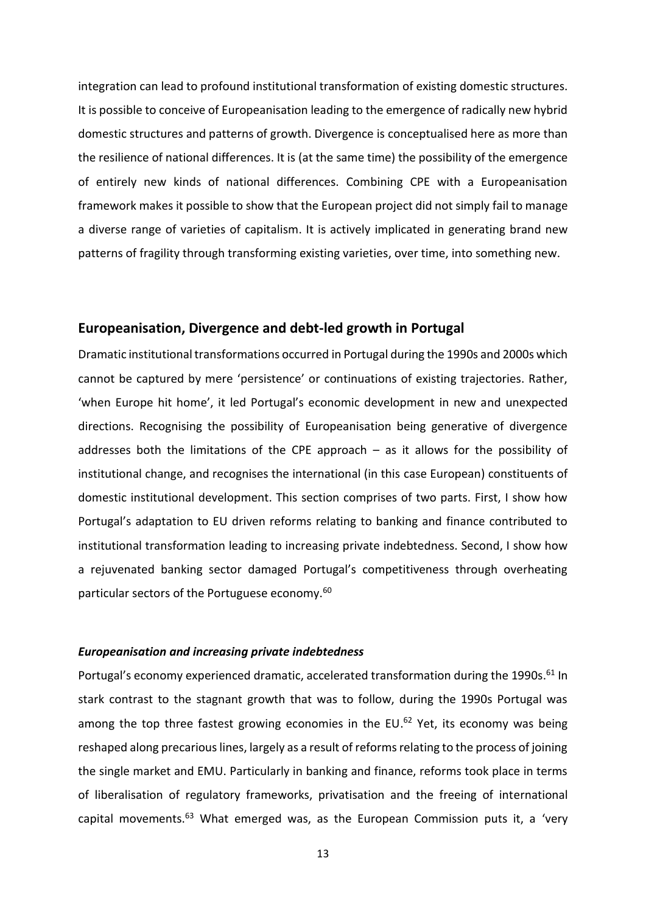integration can lead to profound institutional transformation of existing domestic structures. It is possible to conceive of Europeanisation leading to the emergence of radically new hybrid domestic structures and patterns of growth. Divergence is conceptualised here as more than the resilience of national differences. It is (at the same time) the possibility of the emergence of entirely new kinds of national differences. Combining CPE with a Europeanisation framework makes it possible to show that the European project did not simply fail to manage a diverse range of varieties of capitalism. It is actively implicated in generating brand new patterns of fragility through transforming existing varieties, over time, into something new.

## Europeanisation, Divergence and debt-led growth in Portugal

Dramatic institutional transformations occurred in Portugal during the 1990s and 2000s which cannot be captured by mere 'persistence' or continuations of existing trajectories. Rather, 'when Europe hit home', it led Portugal's economic development in new and unexpected directions. Recognising the possibility of Europeanisation being generative of divergence addresses both the limitations of the CPE approach – as it allows for the possibility of institutional change, and recognises the international (in this case European) constituents of domestic institutional development. This section comprises of two parts. First, I show how Portugal's adaptation to EU driven reforms relating to banking and finance contributed to institutional transformation leading to increasing private indebtedness. Second, I show how a rejuvenated banking sector damaged Portugal's competitiveness through overheating particular sectors of the Portuguese economy.[60]

### *Europeanisation and increasing private indebtedness*

Portugal's economy experienced dramatic, accelerated transformation during the 1990s.[61] In stark contrast to the stagnant growth that was to follow, during the 1990s Portugal was among the top three fastest growing economies in the EU.[62] Yet, its economy was being reshaped along precarious lines, largely as a result of reforms relating to the process of joining the single market and EMU. Particularly in banking and finance, reforms took place in terms of liberalisation of regulatory frameworks, privatisation and the freeing of international capital movements.[63] What emerged was, as the European Commission puts it, a 'very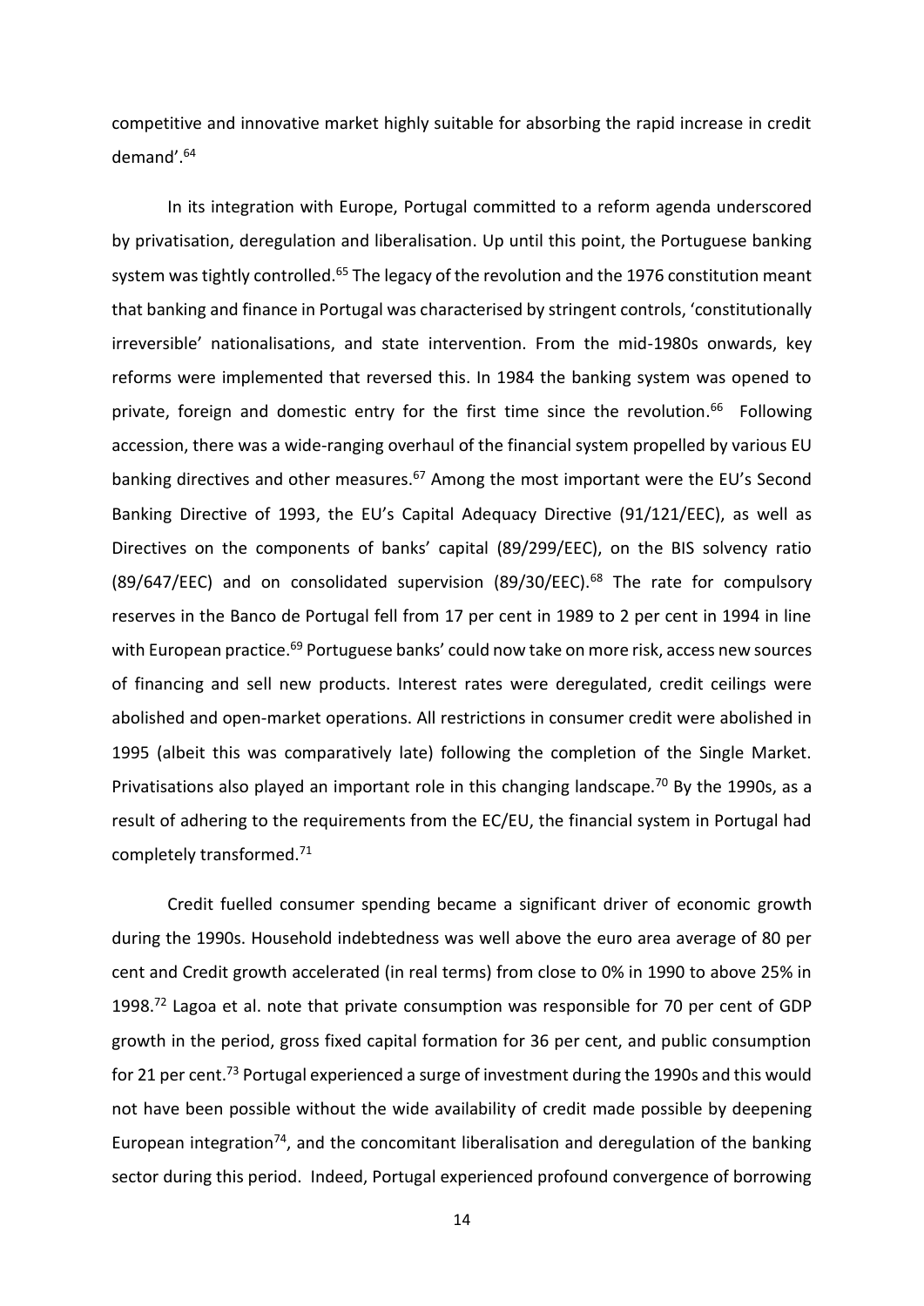competitive and innovative market highly suitable for absorbing the rapid increase in credit demand'.[64]

In its integration with Europe, Portugal committed to a reform agenda underscored by privatisation, deregulation and liberalisation. Up until this point, the Portuguese banking system was tightly controlled.[65] The legacy of the revolution and the 1976 constitution meant that banking and finance in Portugal was characterised by stringent controls, 'constitutionally irreversible' nationalisations, and state intervention. From the mid-1980s onwards, key reforms were implemented that reversed this. In 1984 the banking system was opened to private, foreign and domestic entry for the first time since the revolution.[66] Following accession, there was a wide-ranging overhaul of the financial system propelled by various EU banking directives and other measures.[67] Among the most important were the EU's Second Banking Directive of 1993, the EU's Capital Adequacy Directive (91/121/EEC), as well as Directives on the components of banks' capital (89/299/EEC), on the BIS solvency ratio (89/647/EEC) and on consolidated supervision (89/30/EEC).[68] The rate for compulsory reserves in the Banco de Portugal fell from 17 per cent in 1989 to 2 per cent in 1994 in line with European practice.[69] Portuguese banks' could now take on more risk, access new sources of financing and sell new products. Interest rates were deregulated, credit ceilings were abolished and open-market operations. All restrictions in consumer credit were abolished in 1995 (albeit this was comparatively late) following the completion of the Single Market. Privatisations also played an important role in this changing landscape.[70] By the 1990s, as a result of adhering to the requirements from the EC/EU, the financial system in Portugal had completely transformed.[71]

Credit fuelled consumer spending became a significant driver of economic growth during the 1990s. Household indebtedness was well above the euro area average of 80 per cent and Credit growth accelerated (in real terms) from close to 0% in 1990 to above 25% in 1998.[72] Lagoa et al. note that private consumption was responsible for 70 per cent of GDP growth in the period, gross fixed capital formation for 36 per cent, and public consumption for 21 per cent.[73] Portugal experienced a surge of investment during the 1990s and this would not have been possible without the wide availability of credit made possible by deepening European integration[74], and the concomitant liberalisation and deregulation of the banking sector during this period. Indeed, Portugal experienced profound convergence of borrowing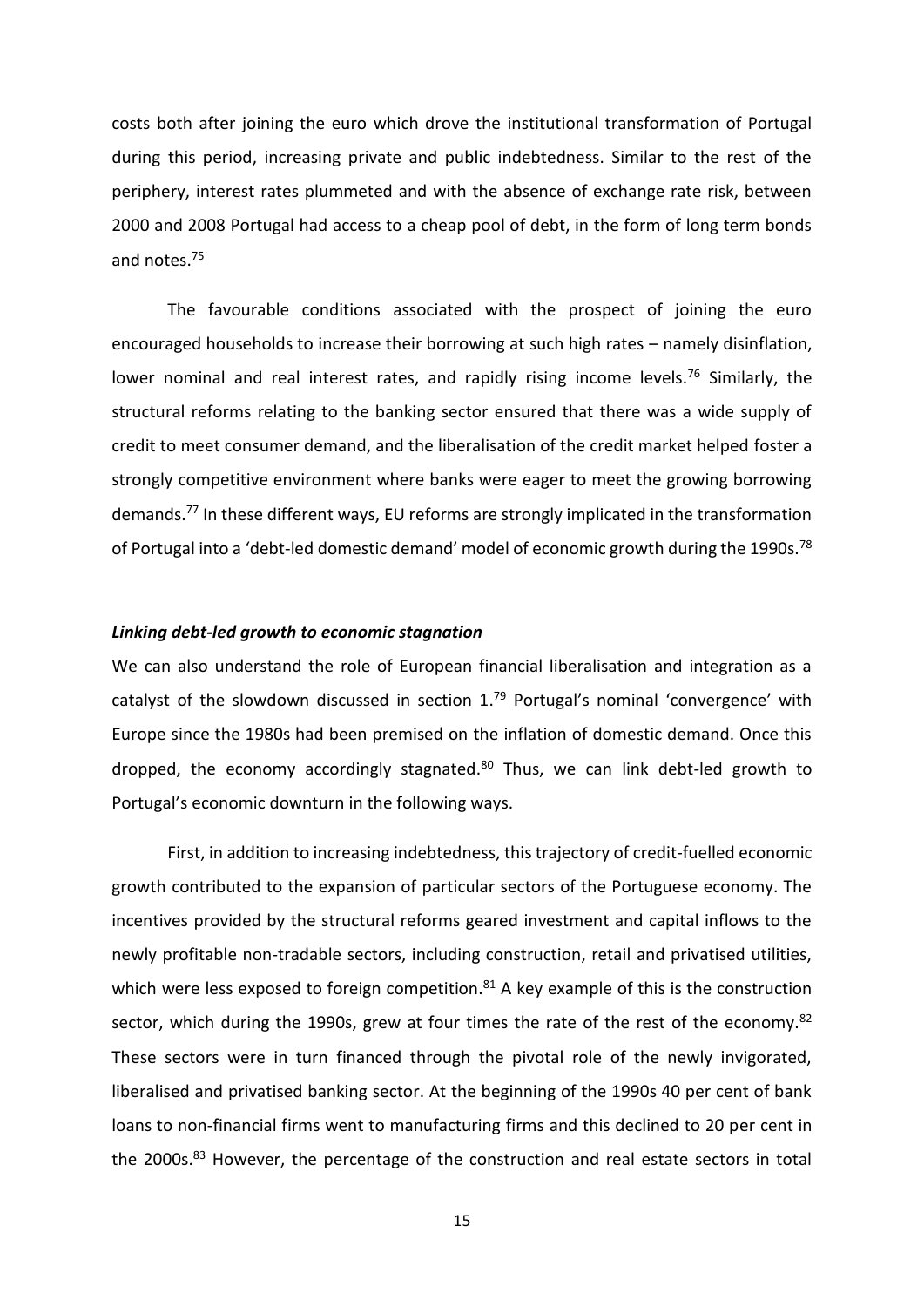costs both after joining the euro which drove the institutional transformation of Portugal during this period, increasing private and public indebtedness. Similar to the rest of the periphery, interest rates plummeted and with the absence of exchange rate risk, between 2000 and 2008 Portugal had access to a cheap pool of debt, in the form of long term bonds and notes.[75]

The favourable conditions associated with the prospect of joining the euro encouraged households to increase their borrowing at such high rates – namely disinflation, lower nominal and real interest rates, and rapidly rising income levels.[76] Similarly, the structural reforms relating to the banking sector ensured that there was a wide supply of credit to meet consumer demand, and the liberalisation of the credit market helped foster a strongly competitive environment where banks were eager to meet the growing borrowing demands.[77] In these different ways, EU reforms are strongly implicated in the transformation of Portugal into a 'debt-led domestic demand' model of economic growth during the 1990s.[78]

***Linking debt-led growth to economic stagnation***

We can also understand the role of European financial liberalisation and integration as a catalyst of the slowdown discussed in section 1.[79] Portugal's nominal 'convergence' with Europe since the 1980s had been premised on the inflation of domestic demand. Once this dropped, the economy accordingly stagnated.[80] Thus, we can link debt-led growth to Portugal's economic downturn in the following ways.

First, in addition to increasing indebtedness, this trajectory of credit-fuelled economic growth contributed to the expansion of particular sectors of the Portuguese economy. The incentives provided by the structural reforms geared investment and capital inflows to the newly profitable non-tradable sectors, including construction, retail and privatised utilities, which were less exposed to foreign competition.[81] A key example of this is the construction sector, which during the 1990s, grew at four times the rate of the rest of the economy.[82] These sectors were in turn financed through the pivotal role of the newly invigorated, liberalised and privatised banking sector. At the beginning of the 1990s 40 per cent of bank loans to non-financial firms went to manufacturing firms and this declined to 20 per cent in the 2000s.[83] However, the percentage of the construction and real estate sectors in total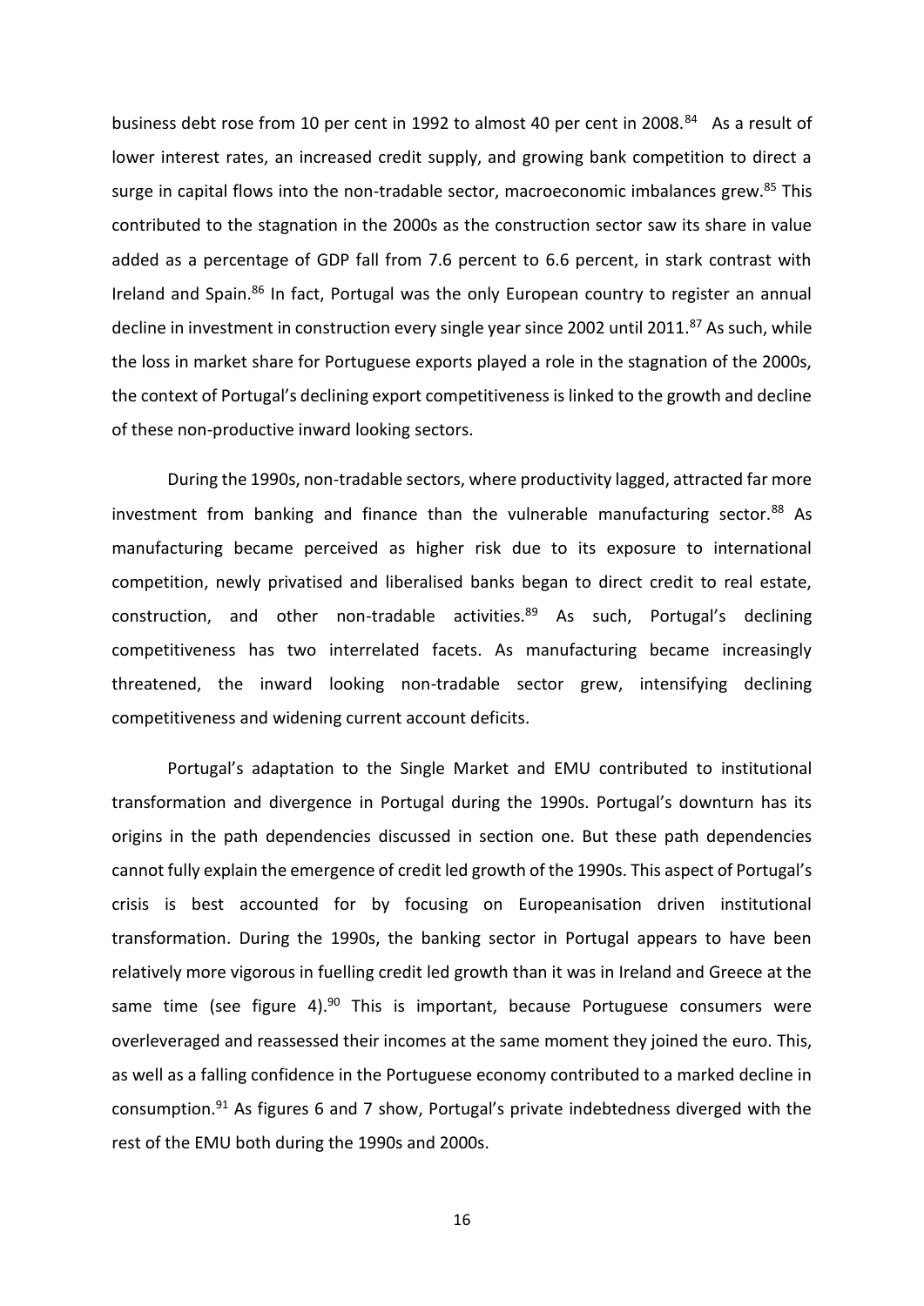business debt rose from 10 per cent in 1992 to almost 40 per cent in 2008.[84] As a result of lower interest rates, an increased credit supply, and growing bank competition to direct a surge in capital flows into the non-tradable sector, macroeconomic imbalances grew.[85] This contributed to the stagnation in the 2000s as the construction sector saw its share in value added as a percentage of GDP fall from 7.6 percent to 6.6 percent, in stark contrast with Ireland and Spain.[86] In fact, Portugal was the only European country to register an annual decline in investment in construction every single year since 2002 until 2011.[87] As such, while the loss in market share for Portuguese exports played a role in the stagnation of the 2000s, the context of Portugal's declining export competitiveness is linked to the growth and decline of these non-productive inward looking sectors.

During the 1990s, non-tradable sectors, where productivity lagged, attracted far more investment from banking and finance than the vulnerable manufacturing sector.[88] As manufacturing became perceived as higher risk due to its exposure to international competition, newly privatised and liberalised banks began to direct credit to real estate, construction, and other non-tradable activities.[89] As such, Portugal's declining competitiveness has two interrelated facets. As manufacturing became increasingly threatened, the inward looking non-tradable sector grew, intensifying declining competitiveness and widening current account deficits.

Portugal's adaptation to the Single Market and EMU contributed to institutional transformation and divergence in Portugal during the 1990s. Portugal's downturn has its origins in the path dependencies discussed in section one. But these path dependencies cannot fully explain the emergence of credit led growth of the 1990s. This aspect of Portugal's crisis is best accounted for by focusing on Europeanisation driven institutional transformation. During the 1990s, the banking sector in Portugal appears to have been relatively more vigorous in fuelling credit led growth than it was in Ireland and Greece at the same time (see figure 4).[90] This is important, because Portuguese consumers were overleveraged and reassessed their incomes at the same moment they joined the euro. This, as well as a falling confidence in the Portuguese economy contributed to a marked decline in consumption.[91] As figures 6 and 7 show, Portugal's private indebtedness diverged with the rest of the EMU both during the 1990s and 2000s.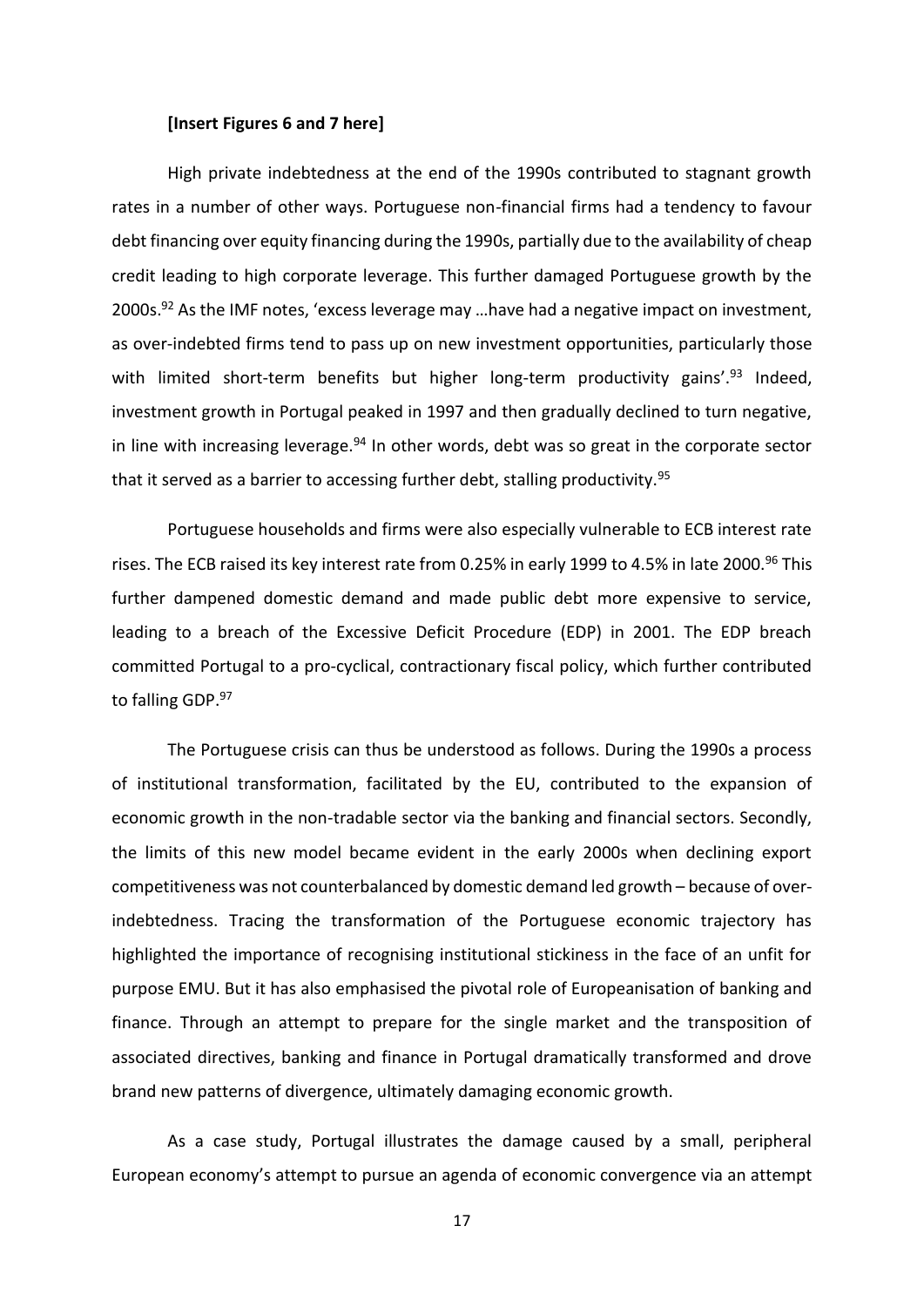**[Insert Figures 6 and 7 here]**

High private indebtedness at the end of the 1990s contributed to stagnant growth rates in a number of other ways. Portuguese non-financial firms had a tendency to favour debt financing over equity financing during the 1990s, partially due to the availability of cheap credit leading to high corporate leverage. This further damaged Portuguese growth by the 2000s.[92] As the IMF notes, 'excess leverage may …have had a negative impact on investment, as over-indebted firms tend to pass up on new investment opportunities, particularly those with limited short-term benefits but higher long-term productivity gains'.[93] Indeed, investment growth in Portugal peaked in 1997 and then gradually declined to turn negative, in line with increasing leverage.[94] In other words, debt was so great in the corporate sector that it served as a barrier to accessing further debt, stalling productivity.[95]

Portuguese households and firms were also especially vulnerable to ECB interest rate rises. The ECB raised its key interest rate from 0.25% in early 1999 to 4.5% in late 2000.[96] This further dampened domestic demand and made public debt more expensive to service, leading to a breach of the Excessive Deficit Procedure (EDP) in 2001. The EDP breach committed Portugal to a pro-cyclical, contractionary fiscal policy, which further contributed to falling GDP.[97]

The Portuguese crisis can thus be understood as follows. During the 1990s a process of institutional transformation, facilitated by the EU, contributed to the expansion of economic growth in the non-tradable sector via the banking and financial sectors. Secondly, the limits of this new model became evident in the early 2000s when declining export competitiveness was not counterbalanced by domestic demand led growth – because of over-indebtedness. Tracing the transformation of the Portuguese economic trajectory has highlighted the importance of recognising institutional stickiness in the face of an unfit for purpose EMU. But it has also emphasised the pivotal role of Europeanisation of banking and finance. Through an attempt to prepare for the single market and the transposition of associated directives, banking and finance in Portugal dramatically transformed and drove brand new patterns of divergence, ultimately damaging economic growth.

As a case study, Portugal illustrates the damage caused by a small, peripheral European economy's attempt to pursue an agenda of economic convergence via an attempt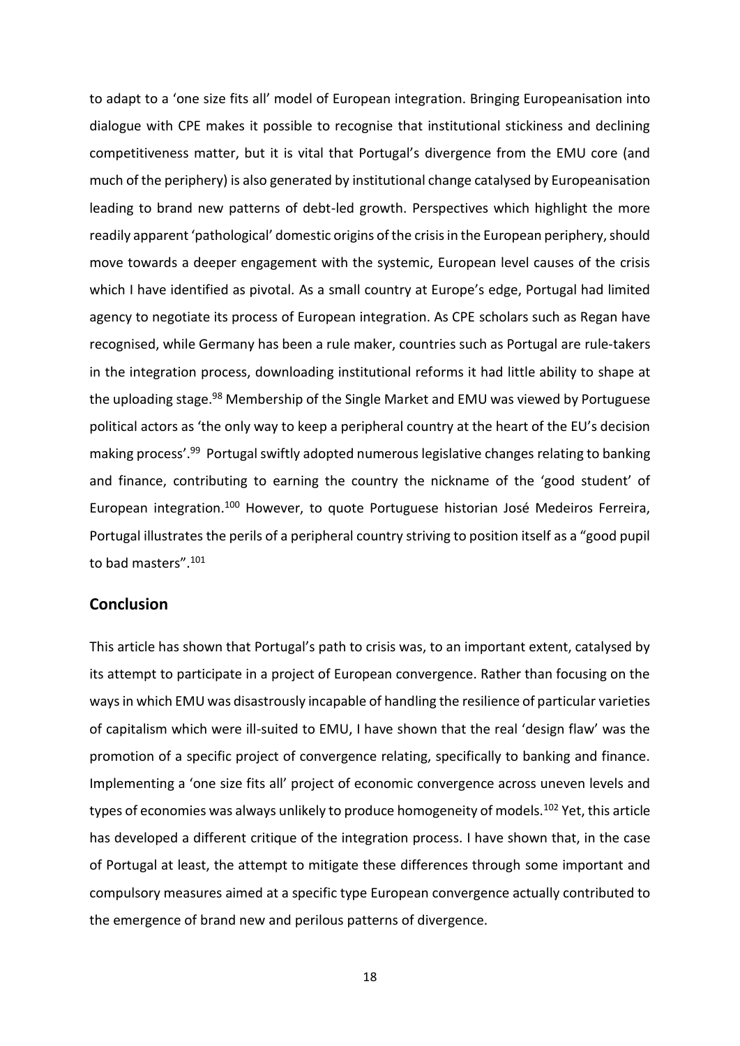to adapt to a 'one size fits all' model of European integration. Bringing Europeanisation into dialogue with CPE makes it possible to recognise that institutional stickiness and declining competitiveness matter, but it is vital that Portugal's divergence from the EMU core (and much of the periphery) is also generated by institutional change catalysed by Europeanisation leading to brand new patterns of debt-led growth. Perspectives which highlight the more readily apparent 'pathological' domestic origins of the crisis in the European periphery, should move towards a deeper engagement with the systemic, European level causes of the crisis which I have identified as pivotal. As a small country at Europe's edge, Portugal had limited agency to negotiate its process of European integration. As CPE scholars such as Regan have recognised, while Germany has been a rule maker, countries such as Portugal are rule-takers in the integration process, downloading institutional reforms it had little ability to shape at the uploading stage.[98] Membership of the Single Market and EMU was viewed by Portuguese political actors as 'the only way to keep a peripheral country at the heart of the EU's decision making process'.[99] Portugal swiftly adopted numerous legislative changes relating to banking and finance, contributing to earning the country the nickname of the 'good student' of European integration.[100] However, to quote Portuguese historian José Medeiros Ferreira, Portugal illustrates the perils of a peripheral country striving to position itself as a "good pupil to bad masters".[101]

## Conclusion

This article has shown that Portugal's path to crisis was, to an important extent, catalysed by its attempt to participate in a project of European convergence. Rather than focusing on the ways in which EMU was disastrously incapable of handling the resilience of particular varieties of capitalism which were ill-suited to EMU, I have shown that the real 'design flaw' was the promotion of a specific project of convergence relating, specifically to banking and finance. Implementing a 'one size fits all' project of economic convergence across uneven levels and types of economies was always unlikely to produce homogeneity of models.[102] Yet, this article has developed a different critique of the integration process. I have shown that, in the case of Portugal at least, the attempt to mitigate these differences through some important and compulsory measures aimed at a specific type European convergence actually contributed to the emergence of brand new and perilous patterns of divergence.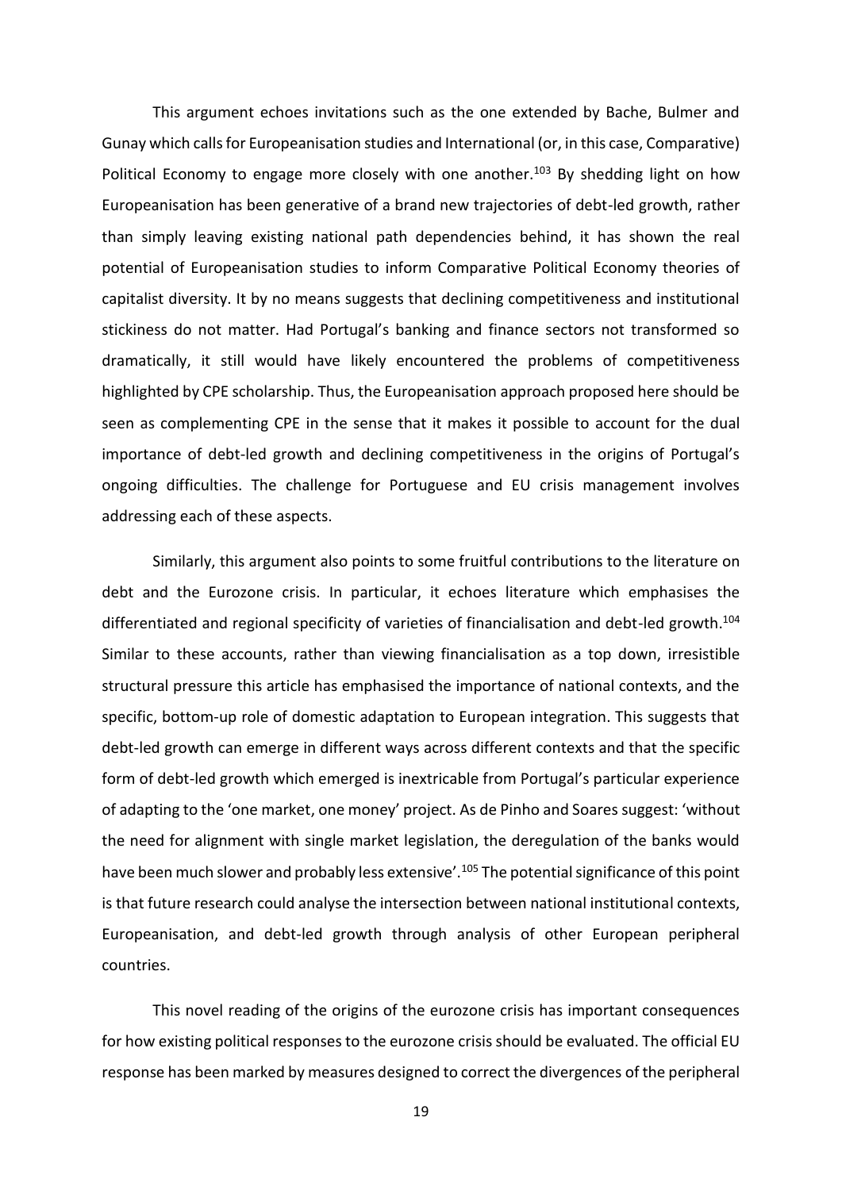This argument echoes invitations such as the one extended by Bache, Bulmer and Gunay which calls for Europeanisation studies and International (or, in this case, Comparative) Political Economy to engage more closely with one another.[103] By shedding light on how Europeanisation has been generative of a brand new trajectories of debt-led growth, rather than simply leaving existing national path dependencies behind, it has shown the real potential of Europeanisation studies to inform Comparative Political Economy theories of capitalist diversity. It by no means suggests that declining competitiveness and institutional stickiness do not matter. Had Portugal's banking and finance sectors not transformed so dramatically, it still would have likely encountered the problems of competitiveness highlighted by CPE scholarship. Thus, the Europeanisation approach proposed here should be seen as complementing CPE in the sense that it makes it possible to account for the dual importance of debt-led growth and declining competitiveness in the origins of Portugal's ongoing difficulties. The challenge for Portuguese and EU crisis management involves addressing each of these aspects.

Similarly, this argument also points to some fruitful contributions to the literature on debt and the Eurozone crisis. In particular, it echoes literature which emphasises the differentiated and regional specificity of varieties of financialisation and debt-led growth.[104] Similar to these accounts, rather than viewing financialisation as a top down, irresistible structural pressure this article has emphasised the importance of national contexts, and the specific, bottom-up role of domestic adaptation to European integration. This suggests that debt-led growth can emerge in different ways across different contexts and that the specific form of debt-led growth which emerged is inextricable from Portugal's particular experience of adapting to the 'one market, one money' project. As de Pinho and Soares suggest: 'without the need for alignment with single market legislation, the deregulation of the banks would have been much slower and probably less extensive'.[105] The potential significance of this point is that future research could analyse the intersection between national institutional contexts, Europeanisation, and debt-led growth through analysis of other European peripheral countries.

This novel reading of the origins of the eurozone crisis has important consequences for how existing political responses to the eurozone crisis should be evaluated. The official EU response has been marked by measures designed to correct the divergences of the peripheral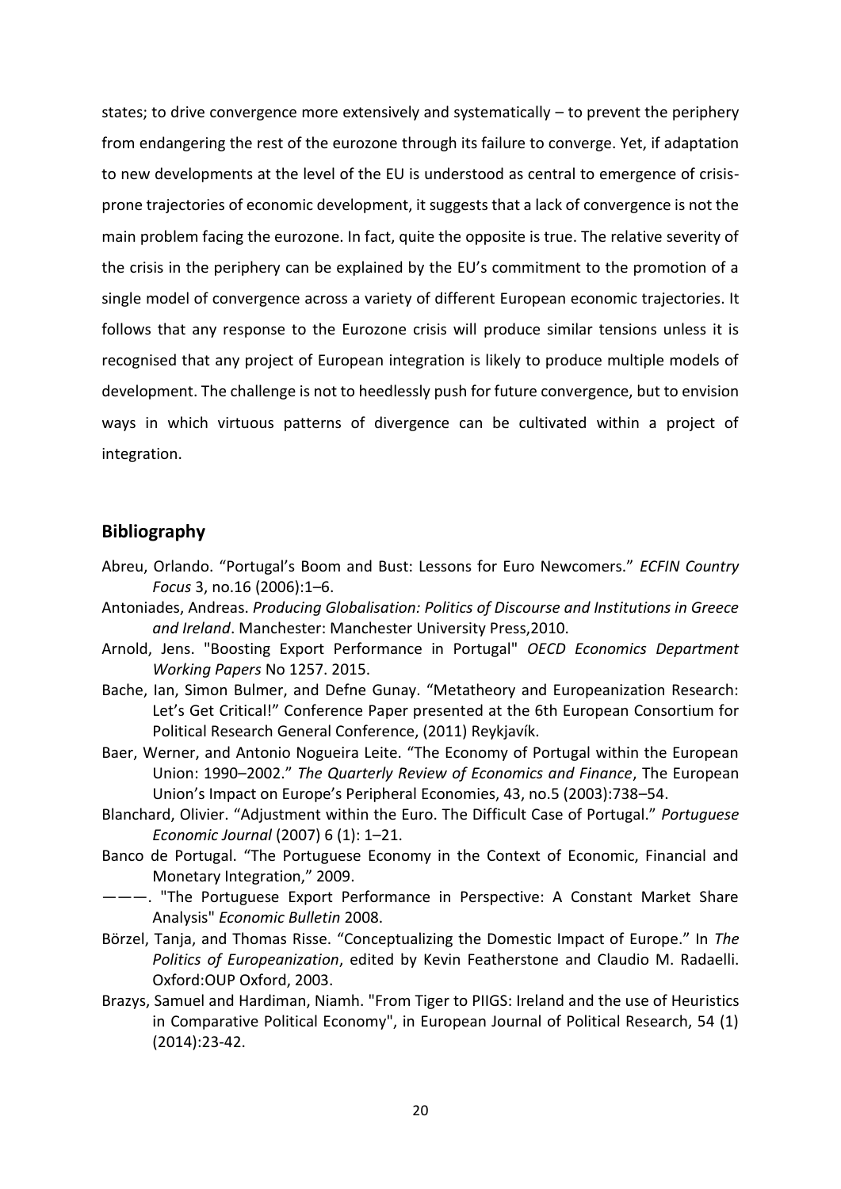states; to drive convergence more extensively and systematically – to prevent the periphery from endangering the rest of the eurozone through its failure to converge. Yet, if adaptation to new developments at the level of the EU is understood as central to emergence of crisis-prone trajectories of economic development, it suggests that a lack of convergence is not the main problem facing the eurozone. In fact, quite the opposite is true. The relative severity of the crisis in the periphery can be explained by the EU's commitment to the promotion of a single model of convergence across a variety of different European economic trajectories. It follows that any response to the Eurozone crisis will produce similar tensions unless it is recognised that any project of European integration is likely to produce multiple models of development. The challenge is not to heedlessly push for future convergence, but to envision ways in which virtuous patterns of divergence can be cultivated within a project of integration.

## Bibliography

Abreu, Orlando. "Portugal's Boom and Bust: Lessons for Euro Newcomers." *ECFIN Country Focus* 3, no.16 (2006):1–6.

Antoniades, Andreas. *Producing Globalisation: Politics of Discourse and Institutions in Greece and Ireland*. Manchester: Manchester University Press,2010.

Arnold, Jens. "Boosting Export Performance in Portugal" *OECD Economics Department Working Papers* No 1257. 2015.

Bache, Ian, Simon Bulmer, and Defne Gunay. "Metatheory and Europeanization Research: Let's Get Critical!" Conference Paper presented at the 6th European Consortium for Political Research General Conference, (2011) Reykjavík.

Baer, Werner, and Antonio Nogueira Leite. "The Economy of Portugal within the European Union: 1990–2002." *The Quarterly Review of Economics and Finance*, The European Union's Impact on Europe's Peripheral Economies, 43, no.5 (2003):738–54.

Blanchard, Olivier. "Adjustment within the Euro. The Difficult Case of Portugal." *Portuguese Economic Journal* (2007) 6 (1): 1–21.

Banco de Portugal. "The Portuguese Economy in the Context of Economic, Financial and Monetary Integration," 2009.

———. "The Portuguese Export Performance in Perspective: A Constant Market Share Analysis" *Economic Bulletin* 2008.

Börzel, Tanja, and Thomas Risse. "Conceptualizing the Domestic Impact of Europe." In *The Politics of Europeanization*, edited by Kevin Featherstone and Claudio M. Radaelli. Oxford:OUP Oxford, 2003.

Brazys, Samuel and Hardiman, Niamh. "From Tiger to PIIGS: Ireland and the use of Heuristics in Comparative Political Economy", in European Journal of Political Research, 54 (1) (2014):23-42.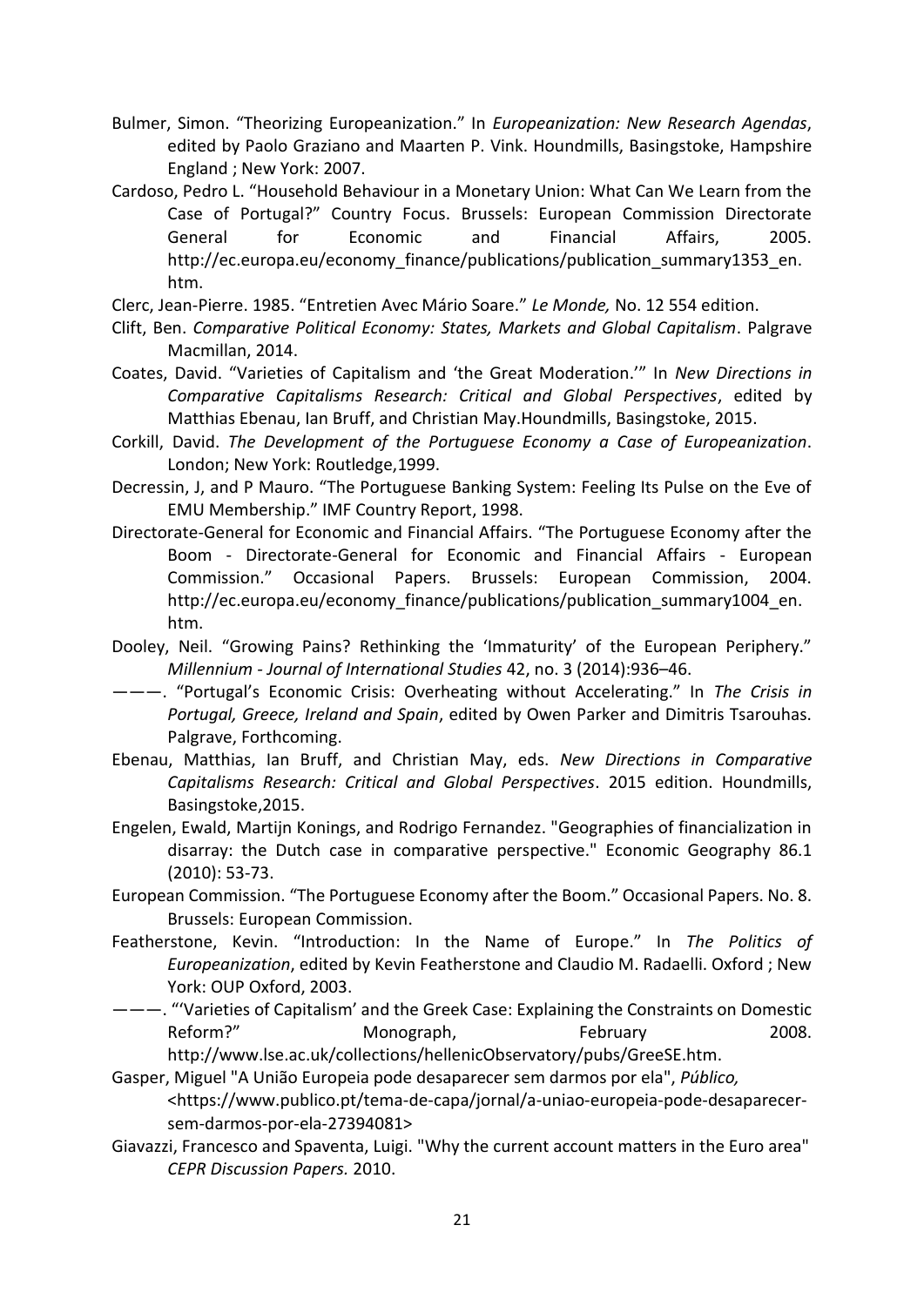Bulmer, Simon. “Theorizing Europeanization.” In *Europeanization: New Research Agendas*, edited by Paolo Graziano and Maarten P. Vink. Houndmills, Basingstoke, Hampshire England ; New York: 2007.

Cardoso, Pedro L. “Household Behaviour in a Monetary Union: What Can We Learn from the Case of Portugal?” Country Focus. Brussels: European Commission Directorate General for Economic and Financial Affairs, 2005. http://ec.europa.eu/economy_finance/publications/publication_summary1353_en.htm.

Clerc, Jean-Pierre. 1985. “Entretien Avec Mário Soare.” *Le Monde,* No. 12 554 edition.

Clift, Ben. *Comparative Political Economy: States, Markets and Global Capitalism*. Palgrave Macmillan, 2014.

Coates, David. “Varieties of Capitalism and ‘the Great Moderation.’” In *New Directions in Comparative Capitalisms Research: Critical and Global Perspectives*, edited by Matthias Ebenau, Ian Bruff, and Christian May.Houndmills, Basingstoke, 2015.

Corkill, David. *The Development of the Portuguese Economy a Case of Europeanization*. London; New York: Routledge,1999.

Decressin, J, and P Mauro. “The Portuguese Banking System: Feeling Its Pulse on the Eve of EMU Membership.” IMF Country Report, 1998.

Directorate-General for Economic and Financial Affairs. “The Portuguese Economy after the Boom - Directorate-General for Economic and Financial Affairs - European Commission.” Occasional Papers. Brussels: European Commission, 2004. http://ec.europa.eu/economy_finance/publications/publication_summary1004_en.htm.

Dooley, Neil. “Growing Pains? Rethinking the ‘Immaturity’ of the European Periphery.” *Millennium - Journal of International Studies* 42, no. 3 (2014):936–46.

———. “Portugal’s Economic Crisis: Overheating without Accelerating.” In *The Crisis in Portugal, Greece, Ireland and Spain*, edited by Owen Parker and Dimitris Tsarouhas. Palgrave, Forthcoming.

Ebenau, Matthias, Ian Bruff, and Christian May, eds. *New Directions in Comparative Capitalisms Research: Critical and Global Perspectives*. 2015 edition. Houndmills, Basingstoke,2015.

Engelen, Ewald, Martijn Konings, and Rodrigo Fernandez. "Geographies of financialization in disarray: the Dutch case in comparative perspective." Economic Geography 86.1 (2010): 53-73.

European Commission. “The Portuguese Economy after the Boom.” Occasional Papers. No. 8. Brussels: European Commission.

Featherstone, Kevin. “Introduction: In the Name of Europe.” In *The Politics of Europeanization*, edited by Kevin Featherstone and Claudio M. Radaelli. Oxford ; New York: OUP Oxford, 2003.

———. “‘Varieties of Capitalism’ and the Greek Case: Explaining the Constraints on Domestic Reform?” Monograph, February 2008. http://www.lse.ac.uk/collections/hellenicObservatory/pubs/GreeSE.htm.

Gasper, Miguel "A União Europeia pode desaparecer sem darmos por ela", *Público,* <https://www.publico.pt/tema-de-capa/jornal/a-uniao-europeia-pode-desaparecer-sem-darmos-por-ela-27394081>

Giavazzi, Francesco and Spaventa, Luigi. "Why the current account matters in the Euro area" *CEPR Discussion Papers.* 2010.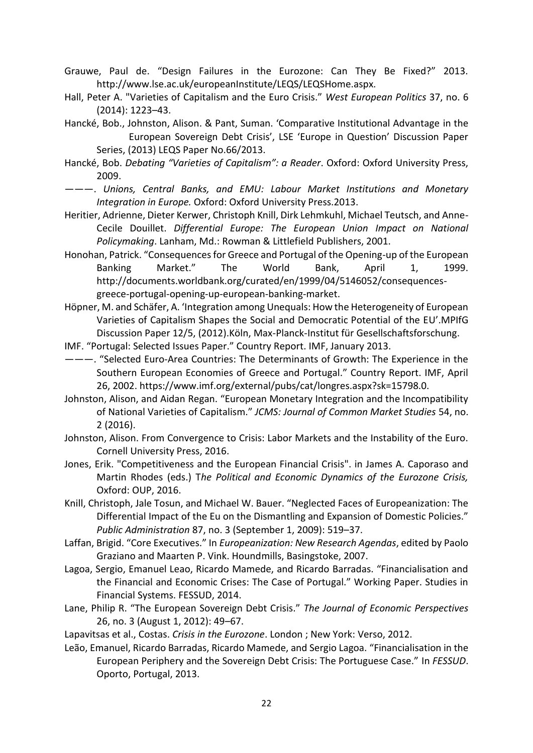Grauwe, Paul de. “Design Failures in the Eurozone: Can They Be Fixed?” 2013. http://www.lse.ac.uk/europeanInstitute/LEQS/LEQSHome.aspx.

Hall, Peter A. "Varieties of Capitalism and the Euro Crisis." *West European Politics* 37, no. 6 (2014): 1223–43.

Hancké, Bob., Johnston, Alison. & Pant, Suman. ‘Comparative Institutional Advantage in the European Sovereign Debt Crisis’, LSE ‘Europe in Question’ Discussion Paper Series, (2013) LEQS Paper No.66/2013.

Hancké, Bob. *Debating “Varieties of Capitalism”: a Reader*. Oxford: Oxford University Press, 2009.

———. *Unions, Central Banks, and EMU: Labour Market Institutions and Monetary Integration in Europe.* Oxford: Oxford University Press.2013.

Heritier, Adrienne, Dieter Kerwer, Christoph Knill, Dirk Lehmkuhl, Michael Teutsch, and Anne-Cecile Douillet. *Differential Europe: The European Union Impact on National Policymaking*. Lanham, Md.: Rowman & Littlefield Publishers, 2001.

Honohan, Patrick. “Consequences for Greece and Portugal of the Opening-up of the European Banking Market.” The World Bank, April 1, 1999. http://documents.worldbank.org/curated/en/1999/04/5146052/consequences-greece-portugal-opening-up-european-banking-market.

Höpner, M. and Schäfer, A. ‘Integration among Unequals: How the Heterogeneity of European Varieties of Capitalism Shapes the Social and Democratic Potential of the EU’.MPIfG Discussion Paper 12/5, (2012).Köln, Max-Planck-Institut für Gesellschaftsforschung.

IMF. “Portugal: Selected Issues Paper.” Country Report. IMF, January 2013.

———. “Selected Euro-Area Countries: The Determinants of Growth: The Experience in the Southern European Economies of Greece and Portugal.” Country Report. IMF, April 26, 2002. https://www.imf.org/external/pubs/cat/longres.aspx?sk=15798.0.

Johnston, Alison, and Aidan Regan. “European Monetary Integration and the Incompatibility of National Varieties of Capitalism.” *JCMS: Journal of Common Market Studies* 54, no. 2 (2016).

Johnston, Alison. From Convergence to Crisis: Labor Markets and the Instability of the Euro. Cornell University Press, 2016.

Jones, Erik. "Competitiveness and the European Financial Crisis". in James A. Caporaso and Martin Rhodes (eds.) T*he Political and Economic Dynamics of the Eurozone Crisis,* Oxford: OUP, 2016.

Knill, Christoph, Jale Tosun, and Michael W. Bauer. “Neglected Faces of Europeanization: The Differential Impact of the Eu on the Dismantling and Expansion of Domestic Policies.” *Public Administration* 87, no. 3 (September 1, 2009): 519–37.

Laffan, Brigid. “Core Executives.” In *Europeanization: New Research Agendas*, edited by Paolo Graziano and Maarten P. Vink. Houndmills, Basingstoke, 2007.

Lagoa, Sergio, Emanuel Leao, Ricardo Mamede, and Ricardo Barradas. “Financialisation and the Financial and Economic Crises: The Case of Portugal.” Working Paper. Studies in Financial Systems. FESSUD, 2014.

Lane, Philip R. “The European Sovereign Debt Crisis.” *The Journal of Economic Perspectives* 26, no. 3 (August 1, 2012): 49–67.

Lapavitsas et al., Costas. *Crisis in the Eurozone*. London ; New York: Verso, 2012.

Leão, Emanuel, Ricardo Barradas, Ricardo Mamede, and Sergio Lagoa. “Financialisation in the European Periphery and the Sovereign Debt Crisis: The Portuguese Case.” In *FESSUD*. Oporto, Portugal, 2013.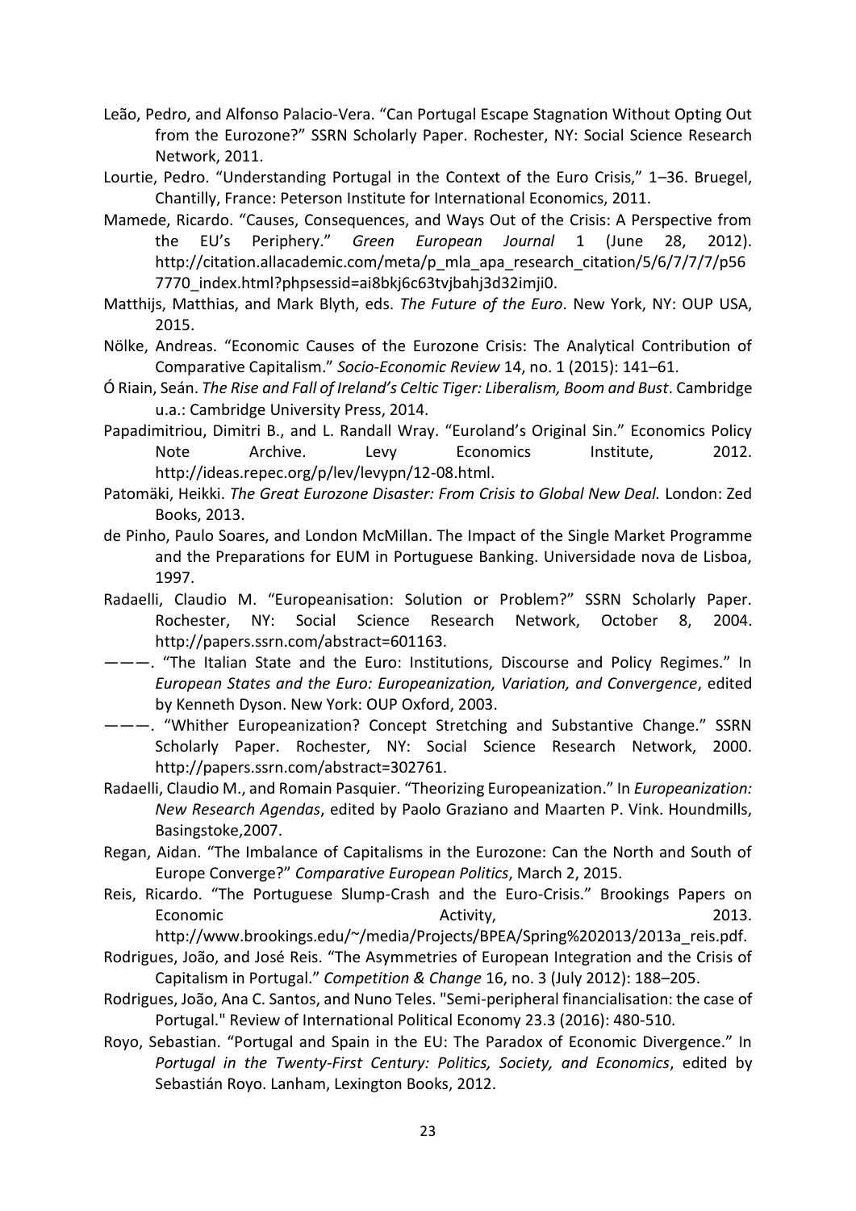Leão, Pedro, and Alfonso Palacio-Vera. "Can Portugal Escape Stagnation Without Opting Out from the Eurozone?" SSRN Scholarly Paper. Rochester, NY: Social Science Research Network, 2011.

Lourtie, Pedro. "Understanding Portugal in the Context of the Euro Crisis," 1–36. Bruegel, Chantilly, France: Peterson Institute for International Economics, 2011.

Mamede, Ricardo. "Causes, Consequences, and Ways Out of the Crisis: A Perspective from the EU's Periphery." *Green European Journal* 1 (June 28, 2012). http://citation.allacademic.com/meta/p_mla_apa_research_citation/5/6/7/7/7/p567770_index.html?phpsessid=ai8bkj6c63tvjbahj3d32imji0.

Matthijs, Matthias, and Mark Blyth, eds. *The Future of the Euro*. New York, NY: OUP USA, 2015.

Nölke, Andreas. "Economic Causes of the Eurozone Crisis: The Analytical Contribution of Comparative Capitalism." *Socio-Economic Review* 14, no. 1 (2015): 141–61.

Ó Riain, Seán. *The Rise and Fall of Ireland's Celtic Tiger: Liberalism, Boom and Bust*. Cambridge u.a.: Cambridge University Press, 2014.

Papadimitriou, Dimitri B., and L. Randall Wray. "Euroland's Original Sin." Economics Policy Note Archive. Levy Economics Institute, 2012. http://ideas.repec.org/p/lev/levypn/12-08.html.

Patomäki, Heikki. *The Great Eurozone Disaster: From Crisis to Global New Deal.* London: Zed Books, 2013.

de Pinho, Paulo Soares, and London McMillan. The Impact of the Single Market Programme and the Preparations for EUM in Portuguese Banking. Universidade nova de Lisboa, 1997.

Radaelli, Claudio M. "Europeanisation: Solution or Problem?" SSRN Scholarly Paper. Rochester, NY: Social Science Research Network, October 8, 2004. http://papers.ssrn.com/abstract=601163.

———. "The Italian State and the Euro: Institutions, Discourse and Policy Regimes." In *European States and the Euro: Europeanization, Variation, and Convergence*, edited by Kenneth Dyson. New York: OUP Oxford, 2003.

———. "Whither Europeanization? Concept Stretching and Substantive Change." SSRN Scholarly Paper. Rochester, NY: Social Science Research Network, 2000. http://papers.ssrn.com/abstract=302761.

Radaelli, Claudio M., and Romain Pasquier. "Theorizing Europeanization." In *Europeanization: New Research Agendas*, edited by Paolo Graziano and Maarten P. Vink. Houndmills, Basingstoke,2007.

Regan, Aidan. "The Imbalance of Capitalisms in the Eurozone: Can the North and South of Europe Converge?" *Comparative European Politics*, March 2, 2015.

Reis, Ricardo. "The Portuguese Slump-Crash and the Euro-Crisis." Brookings Papers on Economic Activity, 2013. http://www.brookings.edu/~/media/Projects/BPEA/Spring%202013/2013a_reis.pdf.

Rodrigues, João, and José Reis. "The Asymmetries of European Integration and the Crisis of Capitalism in Portugal." *Competition & Change* 16, no. 3 (July 2012): 188–205.

Rodrigues, João, Ana C. Santos, and Nuno Teles. "Semi-peripheral financialisation: the case of Portugal." Review of International Political Economy 23.3 (2016): 480-510.

Royo, Sebastian. "Portugal and Spain in the EU: The Paradox of Economic Divergence." In *Portugal in the Twenty-First Century: Politics, Society, and Economics*, edited by Sebastián Royo. Lanham, Lexington Books, 2012.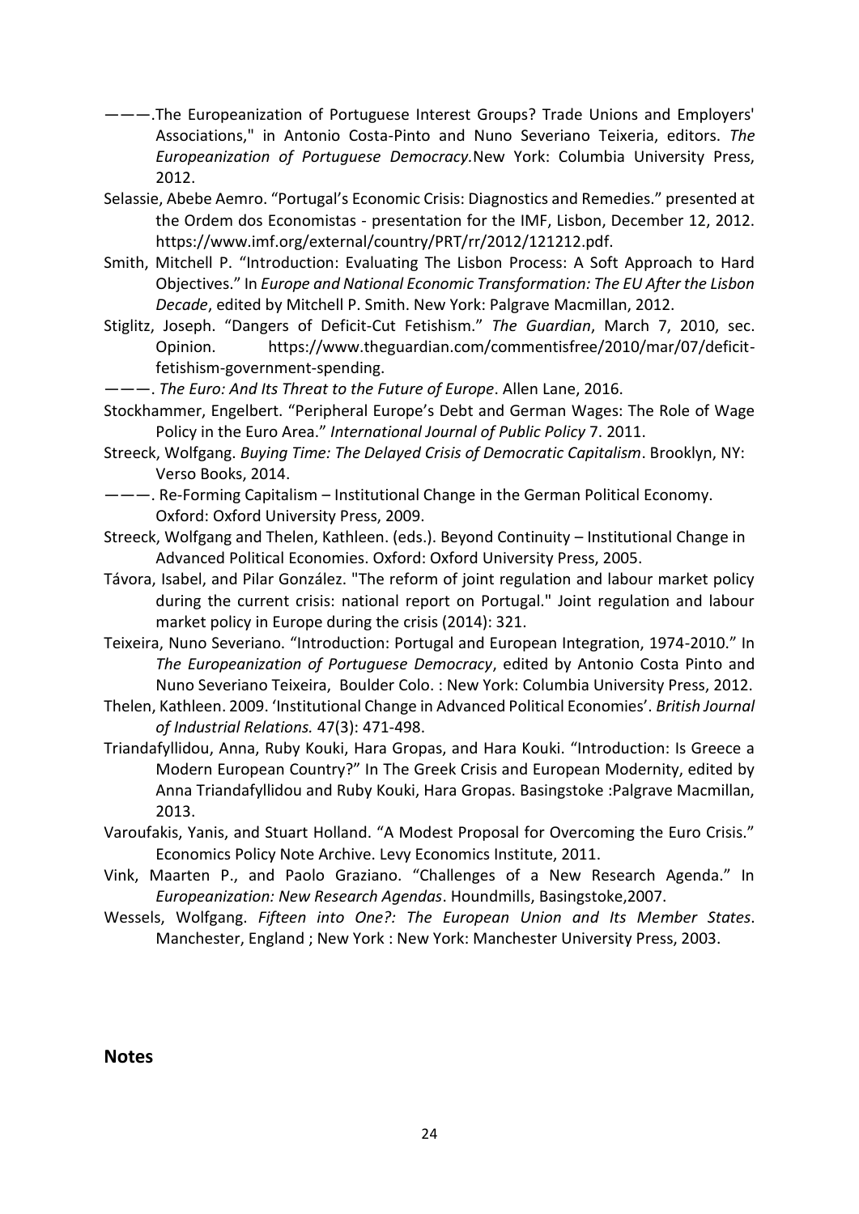———.The Europeanization of Portuguese Interest Groups? Trade Unions and Employers' Associations," in Antonio Costa-Pinto and Nuno Severiano Teixeria, editors. *The Europeanization of Portuguese Democracy.*New York: Columbia University Press, 2012.

Selassie, Abebe Aemro. "Portugal's Economic Crisis: Diagnostics and Remedies." presented at the Ordem dos Economistas - presentation for the IMF, Lisbon, December 12, 2012. https://www.imf.org/external/country/PRT/rr/2012/121212.pdf.

Smith, Mitchell P. "Introduction: Evaluating The Lisbon Process: A Soft Approach to Hard Objectives." In *Europe and National Economic Transformation: The EU After the Lisbon Decade*, edited by Mitchell P. Smith. New York: Palgrave Macmillan, 2012.

Stiglitz, Joseph. "Dangers of Deficit-Cut Fetishism." *The Guardian*, March 7, 2010, sec. Opinion. https://www.theguardian.com/commentisfree/2010/mar/07/deficit-fetishism-government-spending.

———. *The Euro: And Its Threat to the Future of Europe*. Allen Lane, 2016.

Stockhammer, Engelbert. "Peripheral Europe's Debt and German Wages: The Role of Wage Policy in the Euro Area." *International Journal of Public Policy* 7. 2011.

Streeck, Wolfgang. *Buying Time: The Delayed Crisis of Democratic Capitalism*. Brooklyn, NY: Verso Books, 2014.

———. Re-Forming Capitalism – Institutional Change in the German Political Economy. Oxford: Oxford University Press, 2009.

Streeck, Wolfgang and Thelen, Kathleen. (eds.). Beyond Continuity – Institutional Change in Advanced Political Economies. Oxford: Oxford University Press, 2005.

Távora, Isabel, and Pilar González. "The reform of joint regulation and labour market policy during the current crisis: national report on Portugal." Joint regulation and labour market policy in Europe during the crisis (2014): 321.

Teixeira, Nuno Severiano. "Introduction: Portugal and European Integration, 1974-2010." In *The Europeanization of Portuguese Democracy*, edited by Antonio Costa Pinto and Nuno Severiano Teixeira, Boulder Colo. : New York: Columbia University Press, 2012.

Thelen, Kathleen. 2009. 'Institutional Change in Advanced Political Economies'. *British Journal of Industrial Relations.* 47(3): 471-498.

Triandafyllidou, Anna, Ruby Kouki, Hara Gropas, and Hara Kouki. "Introduction: Is Greece a Modern European Country?" In The Greek Crisis and European Modernity, edited by Anna Triandafyllidou and Ruby Kouki, Hara Gropas. Basingstoke :Palgrave Macmillan, 2013.

Varoufakis, Yanis, and Stuart Holland. "A Modest Proposal for Overcoming the Euro Crisis." Economics Policy Note Archive. Levy Economics Institute, 2011.

Vink, Maarten P., and Paolo Graziano. "Challenges of a New Research Agenda." In *Europeanization: New Research Agendas*. Houndmills, Basingstoke,2007.

Wessels, Wolfgang. *Fifteen into One?: The European Union and Its Member States*. Manchester, England ; New York : New York: Manchester University Press, 2003.

## Notes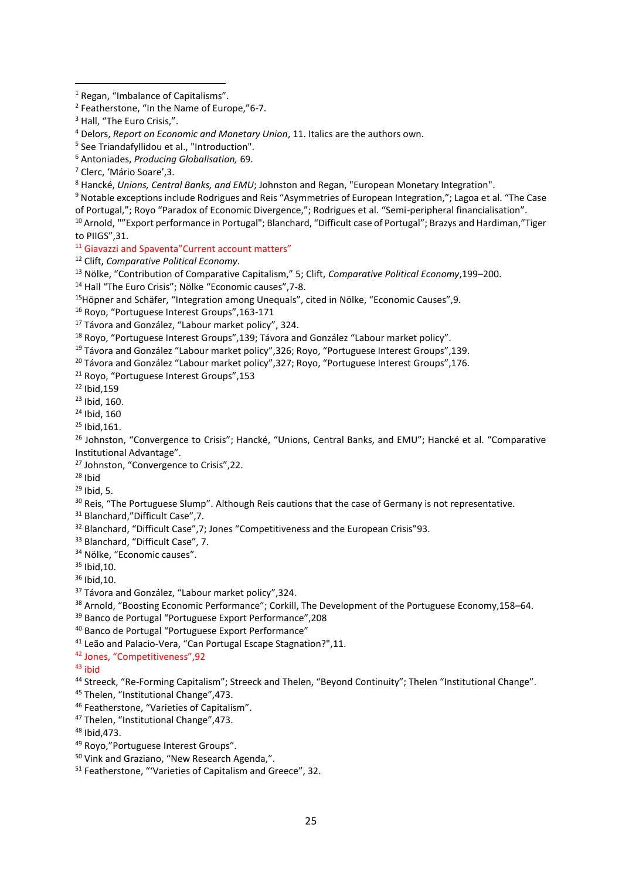[1] Regan, "Imbalance of Capitalisms".

[2] Featherstone, "In the Name of Europe,"6-7.

[3] Hall, "The Euro Crisis,".

[4] Delors, *Report on Economic and Monetary Union*, 11. Italics are the authors own.

[5] See Triandafyllidou et al., "Introduction".

[6] Antoniades, *Producing Globalisation,* 69.

[7] Clerc, 'Mário Soare',3.

[8] Hancké, *Unions, Central Banks, and EMU*; Johnston and Regan, "European Monetary Integration".

[9] Notable exceptions include Rodrigues and Reis "Asymmetries of European Integration,"; Lagoa et al. "The Case of Portugal,"; Royo "Paradox of Economic Divergence,"; Rodrigues et al. "Semi-peripheral financialisation".

[10] Arnold, ""Export performance in Portugal"; Blanchard, "Difficult case of Portugal"; Brazys and Hardiman,"Tiger to PIIGS",31.

[11] Giavazzi and Spaventa"Current account matters"

[12] Clift, *Comparative Political Economy*.

[13] Nölke, "Contribution of Comparative Capitalism," 5; Clift, *Comparative Political Economy*,199–200.

[14] Hall "The Euro Crisis"; Nölke "Economic causes",7-8.

[15] Höpner and Schäfer, "Integration among Unequals", cited in Nölke, "Economic Causes",9.

[16] Royo, "Portuguese Interest Groups",163-171

[17] Távora and González, "Labour market policy", 324.

[18] Royo, "Portuguese Interest Groups",139; Távora and González "Labour market policy".

[19] Távora and González "Labour market policy",326; Royo, "Portuguese Interest Groups",139.

[20] Távora and González "Labour market policy",327; Royo, "Portuguese Interest Groups",176.

[21] Royo, "Portuguese Interest Groups",153

[22] Ibid,159

[23] Ibid, 160.

[24] Ibid, 160

[25] Ibid,161.

[26] Johnston, "Convergence to Crisis"; Hancké, "Unions, Central Banks, and EMU"; Hancké et al. "Comparative Institutional Advantage".

[27] Johnston, "Convergence to Crisis",22.

[28] Ibid

[29] Ibid, 5.

[30] Reis, "The Portuguese Slump". Although Reis cautions that the case of Germany is not representative.

[31] Blanchard,"Difficult Case",7.

[32] Blanchard, "Difficult Case",7; Jones "Competitiveness and the European Crisis"93.

[33] Blanchard, "Difficult Case", 7.

[34] Nölke, "Economic causes".

[35] Ibid,10.

[36] Ibid,10.

[37] Távora and González, "Labour market policy",324.

[38] Arnold, "Boosting Economic Performance"; Corkill, The Development of the Portuguese Economy,158–64.

[39] Banco de Portugal "Portuguese Export Performance",208

[40] Banco de Portugal "Portuguese Export Performance"

[41] Leão and Palacio-Vera, "Can Portugal Escape Stagnation?",11.

[42] Jones, "Competitiveness",92

[43] ibid

[44] Streeck, "Re-Forming Capitalism"; Streeck and Thelen, "Beyond Continuity"; Thelen "Institutional Change".

[45] Thelen, "Institutional Change",473.

[46] Featherstone, "Varieties of Capitalism".

[47] Thelen, "Institutional Change",473.

[48] Ibid,473.

[49] Royo,"Portuguese Interest Groups".

[50] Vink and Graziano, "New Research Agenda,".

[51] Featherstone, "'Varieties of Capitalism and Greece", 32.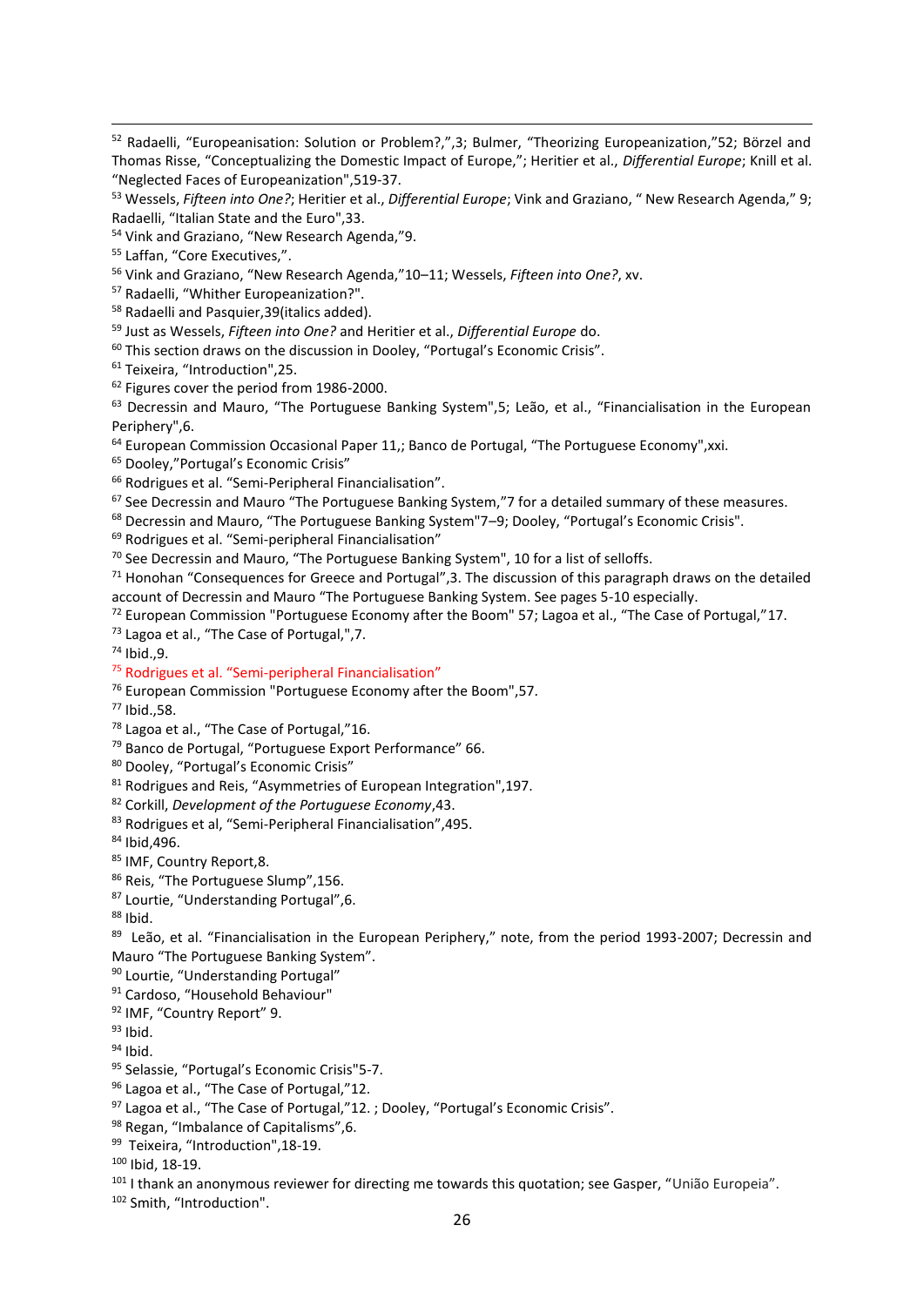[52] Radaelli, "Europeanisation: Solution or Problem?,",3; Bulmer, "Theorizing Europeanization,"52; Börzel and Thomas Risse, "Conceptualizing the Domestic Impact of Europe,"; Heritier et al., *Differential Europe*; Knill et al. "Neglected Faces of Europeanization",519-37.

[53] Wessels, *Fifteen into One?*; Heritier et al., *Differential Europe*; Vink and Graziano, " New Research Agenda," 9; Radaelli, "Italian State and the Euro",33.

[54] Vink and Graziano, "New Research Agenda,"9.

[55] Laffan, "Core Executives,".

[56] Vink and Graziano, "New Research Agenda,"10–11; Wessels, *Fifteen into One?*, xv.

[57] Radaelli, "Whither Europeanization?".

[58] Radaelli and Pasquier,39(italics added).

[59] Just as Wessels, *Fifteen into One?* and Heritier et al., *Differential Europe* do.

[60] This section draws on the discussion in Dooley, "Portugal's Economic Crisis".

[61] Teixeira, "Introduction",25.

[62] Figures cover the period from 1986-2000.

[63] Decressin and Mauro, "The Portuguese Banking System",5; Leão, et al., "Financialisation in the European Periphery",6.

[64] European Commission Occasional Paper 11,; Banco de Portugal, "The Portuguese Economy",xxi.

[65] Dooley,"Portugal's Economic Crisis"

[66] Rodrigues et al. "Semi-Peripheral Financialisation".

[67] See Decressin and Mauro "The Portuguese Banking System,"7 for a detailed summary of these measures.

[68] Decressin and Mauro, "The Portuguese Banking System"7–9; Dooley, "Portugal's Economic Crisis".

[69] Rodrigues et al. "Semi-peripheral Financialisation"

[70] See Decressin and Mauro, "The Portuguese Banking System", 10 for a list of selloffs.

[71] Honohan "Consequences for Greece and Portugal",3. The discussion of this paragraph draws on the detailed account of Decressin and Mauro "The Portuguese Banking System. See pages 5-10 especially.

[72] European Commission "Portuguese Economy after the Boom" 57; Lagoa et al., "The Case of Portugal,"17.

[73] Lagoa et al., "The Case of Portugal,",7.

[74] Ibid.,9.

[75] Rodrigues et al. "Semi-peripheral Financialisation"

[76] European Commission "Portuguese Economy after the Boom",57.

[77] Ibid.,58.

[78] Lagoa et al., "The Case of Portugal,"16.

[79] Banco de Portugal, "Portuguese Export Performance" 66.

[80] Dooley, "Portugal's Economic Crisis"

[81] Rodrigues and Reis, "Asymmetries of European Integration",197.

[82] Corkill, *Development of the Portuguese Economy*,43.

[83] Rodrigues et al, "Semi-Peripheral Financialisation",495.

[84] Ibid,496.

[85] IMF, Country Report,8.

[86] Reis, "The Portuguese Slump",156.

[87] Lourtie, "Understanding Portugal",6.

[88] Ibid.

[89] Leão, et al. "Financialisation in the European Periphery," note, from the period 1993-2007; Decressin and Mauro "The Portuguese Banking System".

[90] Lourtie, "Understanding Portugal"

[91] Cardoso, "Household Behaviour"

[92] IMF, "Country Report" 9.

[93] Ibid.

[94] Ibid.

[95] Selassie, "Portugal's Economic Crisis"5-7.

[96] Lagoa et al., "The Case of Portugal,"12.

[97] Lagoa et al., "The Case of Portugal,"12. ; Dooley, "Portugal's Economic Crisis".

[98] Regan, "Imbalance of Capitalisms",6.

[99] Teixeira, "Introduction",18-19.

[100] Ibid, 18-19.

[101] I thank an anonymous reviewer for directing me towards this quotation; see Gasper, "União Europeia".

[102] Smith, "Introduction".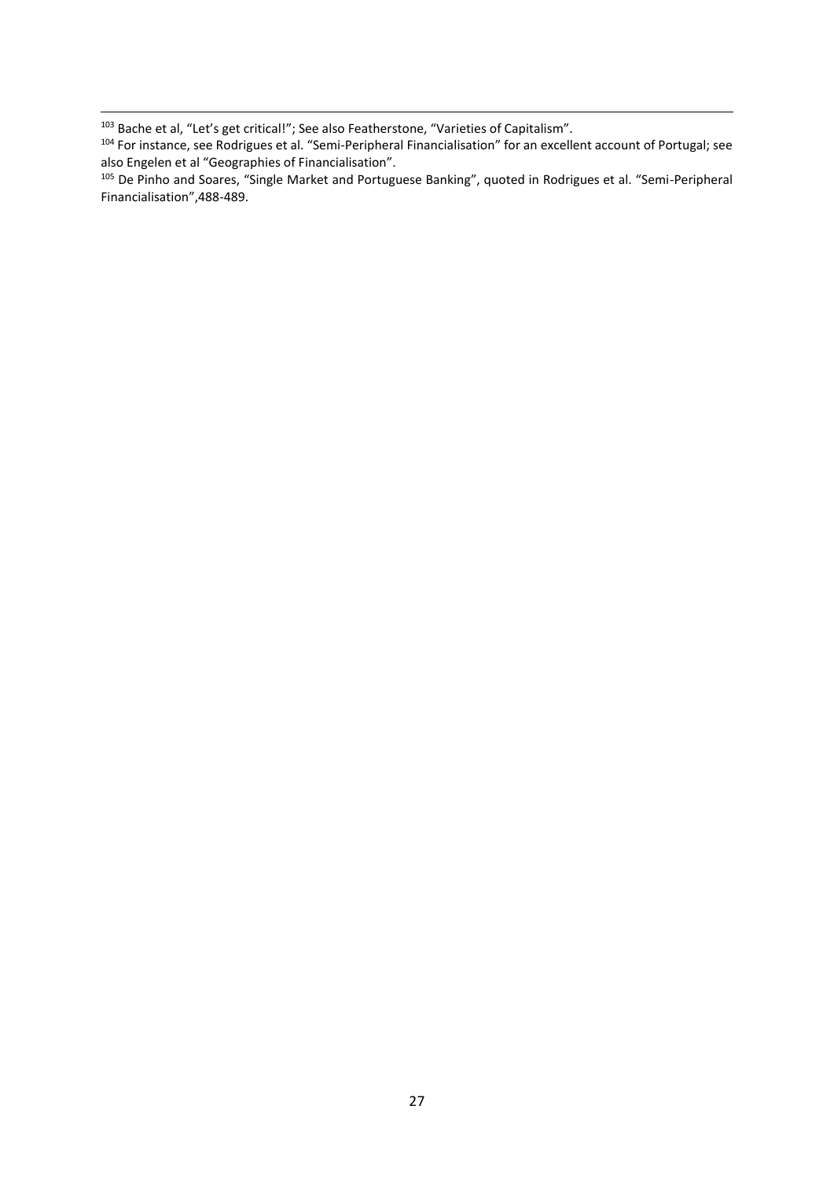[103] Bache et al, "Let's get critical!"; See also Featherstone, "Varieties of Capitalism".

[104] For instance, see Rodrigues et al. "Semi-Peripheral Financialisation" for an excellent account of Portugal; see also Engelen et al "Geographies of Financialisation".

[105] De Pinho and Soares, "Single Market and Portuguese Banking", quoted in Rodrigues et al. "Semi-Peripheral Financialisation",488-489.